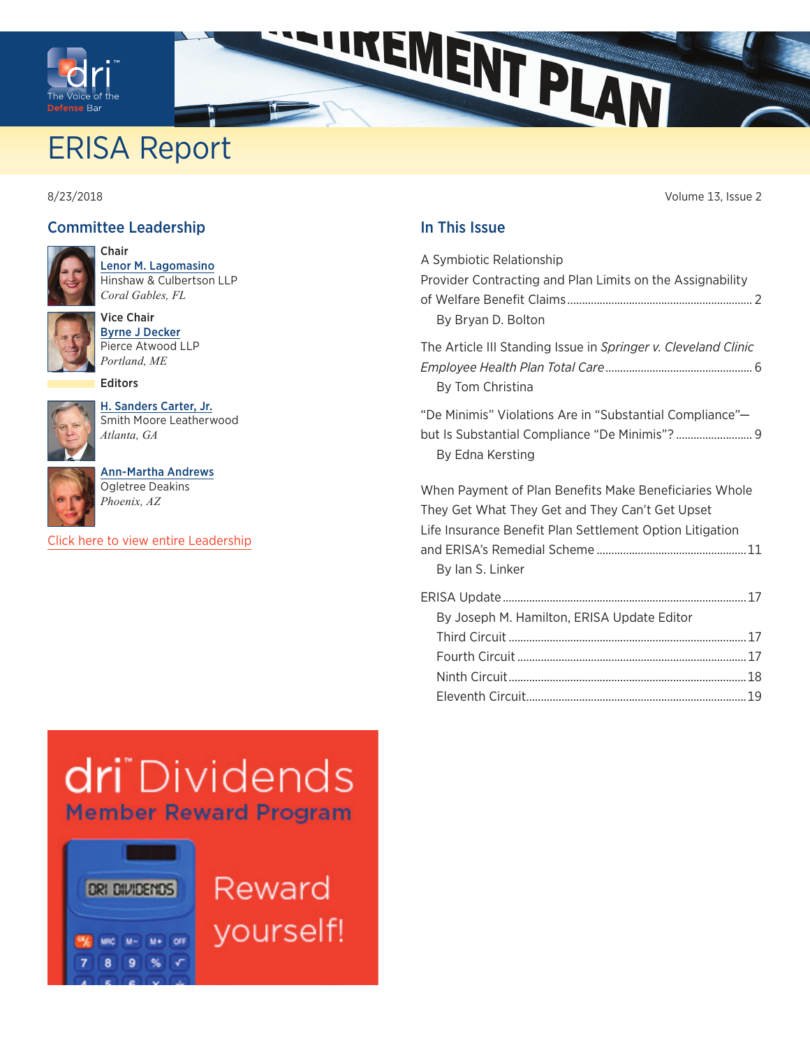# ERISA Report

8/23/2018

Volume 13, Issue 2

## Committee Leadership

**Chair**
Lenor M. Lagomasino
Hinshaw & Culbertson LLP
*Coral Gables, FL*

**Vice Chair**
Byrne J Decker
Pierce Atwood LLP
*Portland, ME*

**Editors**

H. Sanders Carter, Jr.
Smith Moore Leatherwood
*Atlanta, GA*

Ann-Martha Andrews
Ogletree Deakins
*Phoenix, AZ*

Click here to view entire Leadership

## In This Issue

A Symbiotic Relationship
Provider Contracting and Plan Limits on the Assignability of Welfare Benefit Claims .......... 2
By Bryan D. Bolton

The Article III Standing Issue in *Springer v. Cleveland Clinic Employee Health Plan Total Care* .......... 6
By Tom Christina

"De Minimis" Violations Are in "Substantial Compliance"—but Is Substantial Compliance "De Minimis"? .......... 9
By Edna Kersting

When Payment of Plan Benefits Make Beneficiaries Whole
They Get What They Get and They Can't Get Upset
Life Insurance Benefit Plan Settlement Option Litigation and ERISA's Remedial Scheme .......... 11
By Ian S. Linker

ERISA Update .......... 17
By Joseph M. Hamilton, ERISA Update Editor
Third Circuit .......... 17
Fourth Circuit .......... 17
Ninth Circuit .......... 18
Eleventh Circuit .......... 19

dri Dividends
Member Reward Program
Reward yourself!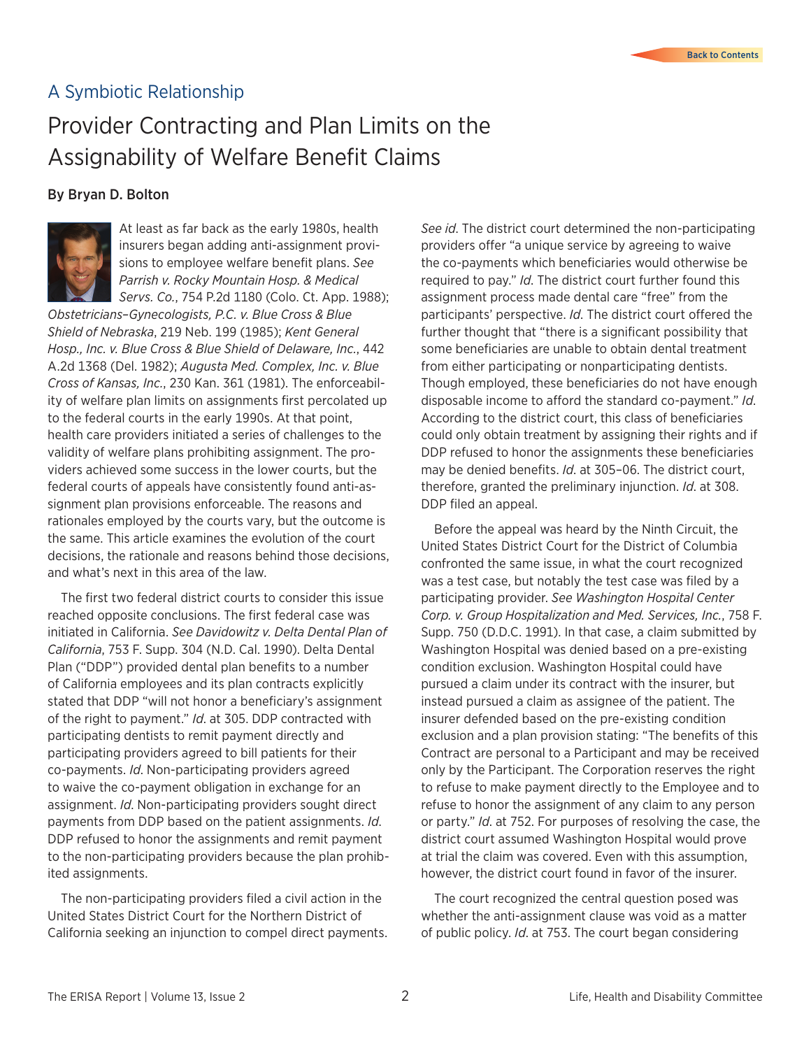## A Symbiotic Relationship

# Provider Contracting and Plan Limits on the Assignability of Welfare Benefit Claims

**By Bryan D. Bolton**

At least as far back as the early 1980s, health insurers began adding anti-assignment provisions to employee welfare benefit plans. *See Parrish v. Rocky Mountain Hosp. & Medical Servs. Co.*, 754 P.2d 1180 (Colo. Ct. App. 1988); *Obstetricians–Gynecologists, P.C. v. Blue Cross & Blue Shield of Nebraska*, 219 Neb. 199 (1985); *Kent General Hosp., Inc. v. Blue Cross & Blue Shield of Delaware, Inc.*, 442 A.2d 1368 (Del. 1982); *Augusta Med. Complex, Inc. v. Blue Cross of Kansas, Inc.*, 230 Kan. 361 (1981). The enforceability of welfare plan limits on assignments first percolated up to the federal courts in the early 1990s. At that point, health care providers initiated a series of challenges to the validity of welfare plans prohibiting assignment. The providers achieved some success in the lower courts, but the federal courts of appeals have consistently found anti-assignment plan provisions enforceable. The reasons and rationales employed by the courts vary, but the outcome is the same. This article examines the evolution of the court decisions, the rationale and reasons behind those decisions, and what's next in this area of the law.

The first two federal district courts to consider this issue reached opposite conclusions. The first federal case was initiated in California. *See Davidowitz v. Delta Dental Plan of California*, 753 F. Supp. 304 (N.D. Cal. 1990). Delta Dental Plan ("DDP") provided dental plan benefits to a number of California employees and its plan contracts explicitly stated that DDP "will not honor a beneficiary's assignment of the right to payment." *Id.* at 305. DDP contracted with participating dentists to remit payment directly and participating providers agreed to bill patients for their co-payments. *Id.* Non-participating providers agreed to waive the co-payment obligation in exchange for an assignment. *Id.* Non-participating providers sought direct payments from DDP based on the patient assignments. *Id.* DDP refused to honor the assignments and remit payment to the non-participating providers because the plan prohibited assignments.

The non-participating providers filed a civil action in the United States District Court for the Northern District of California seeking an injunction to compel direct payments. *See id.* The district court determined the non-participating providers offer "a unique service by agreeing to waive the co-payments which beneficiaries would otherwise be required to pay." *Id.* The district court further found this assignment process made dental care "free" from the participants' perspective. *Id.* The district court offered the further thought that "there is a significant possibility that some beneficiaries are unable to obtain dental treatment from either participating or nonparticipating dentists. Though employed, these beneficiaries do not have enough disposable income to afford the standard co-payment." *Id.* According to the district court, this class of beneficiaries could only obtain treatment by assigning their rights and if DDP refused to honor the assignments these beneficiaries may be denied benefits. *Id.* at 305–06. The district court, therefore, granted the preliminary injunction. *Id.* at 308. DDP filed an appeal.

Before the appeal was heard by the Ninth Circuit, the United States District Court for the District of Columbia confronted the same issue, in what the court recognized was a test case, but notably the test case was filed by a participating provider. *See Washington Hospital Center Corp. v. Group Hospitalization and Med. Services, Inc.*, 758 F. Supp. 750 (D.D.C. 1991). In that case, a claim submitted by Washington Hospital was denied based on a pre-existing condition exclusion. Washington Hospital could have pursued a claim under its contract with the insurer, but instead pursued a claim as assignee of the patient. The insurer defended based on the pre-existing condition exclusion and a plan provision stating: "The benefits of this Contract are personal to a Participant and may be received only by the Participant. The Corporation reserves the right to refuse to make payment directly to the Employee and to refuse to honor the assignment of any claim to any person or party." *Id.* at 752. For purposes of resolving the case, the district court assumed Washington Hospital would prove at trial the claim was covered. Even with this assumption, however, the district court found in favor of the insurer.

The court recognized the central question posed was whether the anti-assignment clause was void as a matter of public policy. *Id.* at 753. The court began considering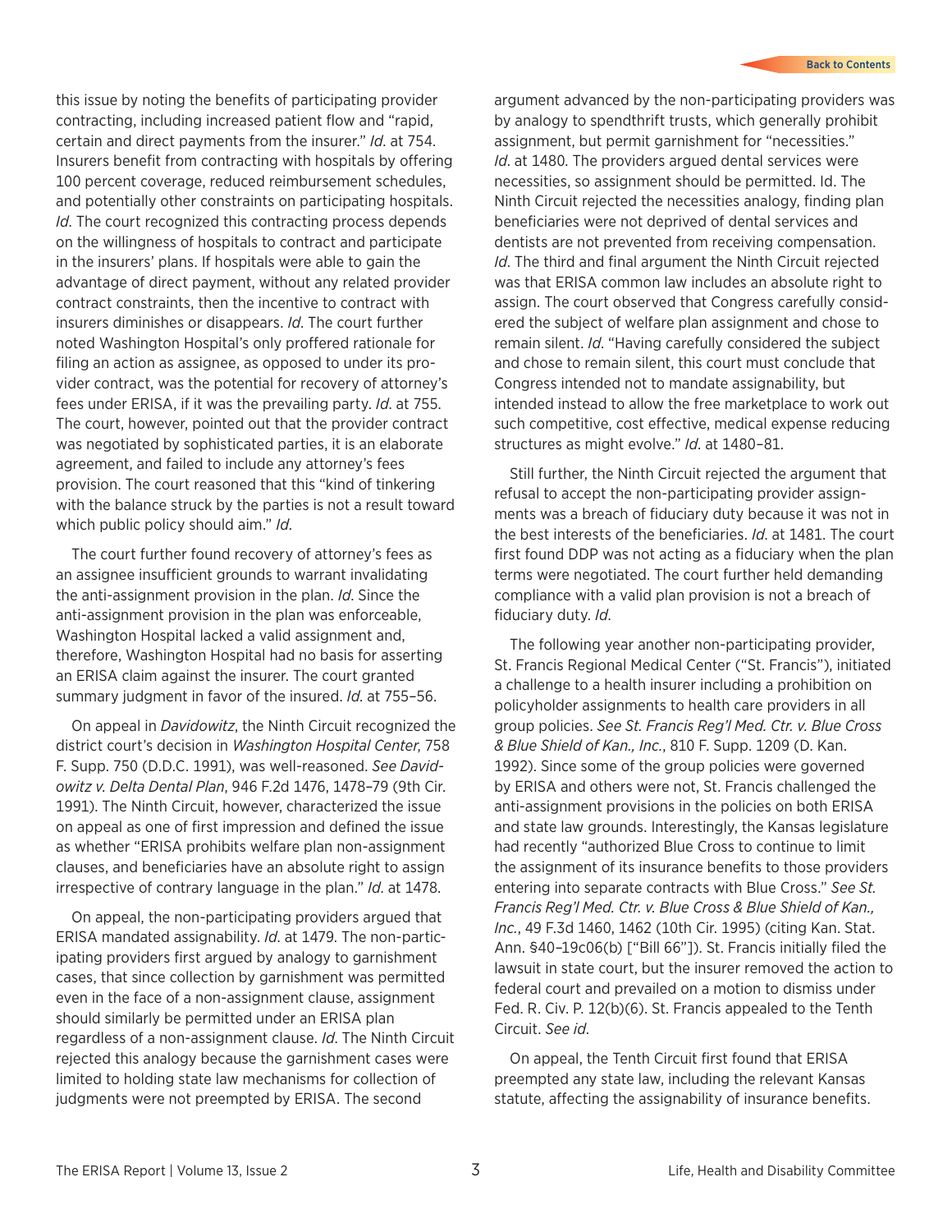this issue by noting the benefits of participating provider contracting, including increased patient flow and "rapid, certain and direct payments from the insurer." *Id.* at 754. Insurers benefit from contracting with hospitals by offering 100 percent coverage, reduced reimbursement schedules, and potentially other constraints on participating hospitals. *Id.* The court recognized this contracting process depends on the willingness of hospitals to contract and participate in the insurers' plans. If hospitals were able to gain the advantage of direct payment, without any related provider contract constraints, then the incentive to contract with insurers diminishes or disappears. *Id.* The court further noted Washington Hospital's only proffered rationale for filing an action as assignee, as opposed to under its provider contract, was the potential for recovery of attorney's fees under ERISA, if it was the prevailing party. *Id.* at 755. The court, however, pointed out that the provider contract was negotiated by sophisticated parties, it is an elaborate agreement, and failed to include any attorney's fees provision. The court reasoned that this "kind of tinkering with the balance struck by the parties is not a result toward which public policy should aim." *Id.*

The court further found recovery of attorney's fees as an assignee insufficient grounds to warrant invalidating the anti-assignment provision in the plan. *Id.* Since the anti-assignment provision in the plan was enforceable, Washington Hospital lacked a valid assignment and, therefore, Washington Hospital had no basis for asserting an ERISA claim against the insurer. The court granted summary judgment in favor of the insured. *Id.* at 755–56.

On appeal in *Davidowitz*, the Ninth Circuit recognized the district court's decision in *Washington Hospital Center*, 758 F. Supp. 750 (D.D.C. 1991), was well-reasoned. *See Davidowitz v. Delta Dental Plan*, 946 F.2d 1476, 1478–79 (9th Cir. 1991). The Ninth Circuit, however, characterized the issue on appeal as one of first impression and defined the issue as whether "ERISA prohibits welfare plan non-assignment clauses, and beneficiaries have an absolute right to assign irrespective of contrary language in the plan." *Id.* at 1478.

On appeal, the non-participating providers argued that ERISA mandated assignability. *Id.* at 1479. The non-participating providers first argued by analogy to garnishment cases, that since collection by garnishment was permitted even in the face of a non-assignment clause, assignment should similarly be permitted under an ERISA plan regardless of a non-assignment clause. *Id.* The Ninth Circuit rejected this analogy because the garnishment cases were limited to holding state law mechanisms for collection of judgments were not preempted by ERISA. The second argument advanced by the non-participating providers was by analogy to spendthrift trusts, which generally prohibit assignment, but permit garnishment for "necessities." *Id.* at 1480. The providers argued dental services were necessities, so assignment should be permitted. Id. The Ninth Circuit rejected the necessities analogy, finding plan beneficiaries were not deprived of dental services and dentists are not prevented from receiving compensation. *Id.* The third and final argument the Ninth Circuit rejected was that ERISA common law includes an absolute right to assign. The court observed that Congress carefully considered the subject of welfare plan assignment and chose to remain silent. *Id.* "Having carefully considered the subject and chose to remain silent, this court must conclude that Congress intended not to mandate assignability, but intended instead to allow the free marketplace to work out such competitive, cost effective, medical expense reducing structures as might evolve." *Id.* at 1480–81.

Still further, the Ninth Circuit rejected the argument that refusal to accept the non-participating provider assignments was a breach of fiduciary duty because it was not in the best interests of the beneficiaries. *Id.* at 1481. The court first found DDP was not acting as a fiduciary when the plan terms were negotiated. The court further held demanding compliance with a valid plan provision is not a breach of fiduciary duty. *Id.*

The following year another non-participating provider, St. Francis Regional Medical Center ("St. Francis"), initiated a challenge to a health insurer including a prohibition on policyholder assignments to health care providers in all group policies. *See St. Francis Reg'l Med. Ctr. v. Blue Cross & Blue Shield of Kan., Inc.*, 810 F. Supp. 1209 (D. Kan. 1992). Since some of the group policies were governed by ERISA and others were not, St. Francis challenged the anti-assignment provisions in the policies on both ERISA and state law grounds. Interestingly, the Kansas legislature had recently "authorized Blue Cross to continue to limit the assignment of its insurance benefits to those providers entering into separate contracts with Blue Cross." *See St. Francis Reg'l Med. Ctr. v. Blue Cross & Blue Shield of Kan., Inc.*, 49 F.3d 1460, 1462 (10th Cir. 1995) (citing Kan. Stat. Ann. §40–19c06(b) ["Bill 66"]). St. Francis initially filed the lawsuit in state court, but the insurer removed the action to federal court and prevailed on a motion to dismiss under Fed. R. Civ. P. 12(b)(6). St. Francis appealed to the Tenth Circuit. *See id.*

On appeal, the Tenth Circuit first found that ERISA preempted any state law, including the relevant Kansas statute, affecting the assignability of insurance benefits.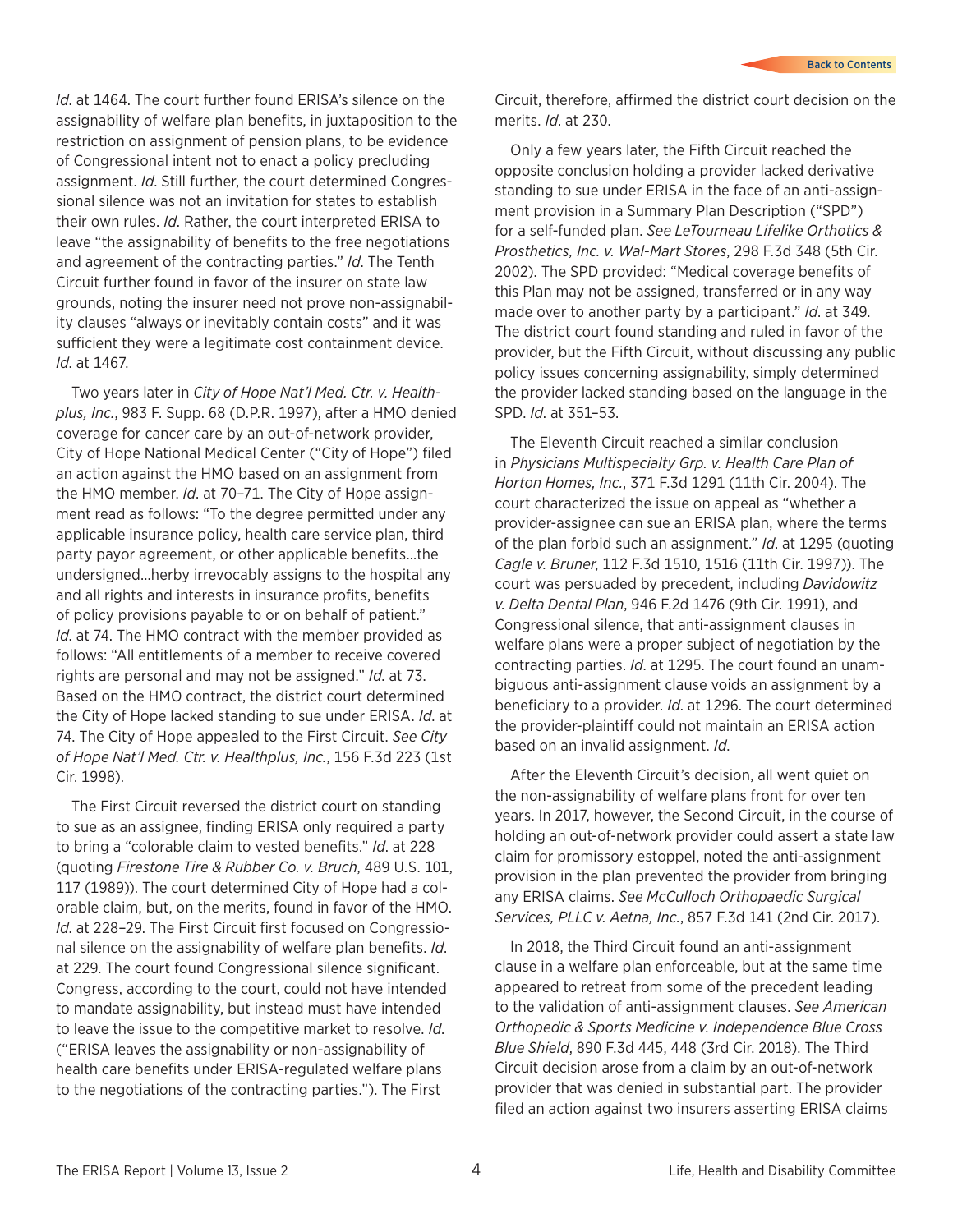*Id.* at 1464. The court further found ERISA's silence on the assignability of welfare plan benefits, in juxtaposition to the restriction on assignment of pension plans, to be evidence of Congressional intent not to enact a policy precluding assignment. *Id.* Still further, the court determined Congressional silence was not an invitation for states to establish their own rules. *Id.* Rather, the court interpreted ERISA to leave "the assignability of benefits to the free negotiations and agreement of the contracting parties." *Id.* The Tenth Circuit further found in favor of the insurer on state law grounds, noting the insurer need not prove non-assignability clauses "always or inevitably contain costs" and it was sufficient they were a legitimate cost containment device. *Id.* at 1467.

Two years later in *City of Hope Nat'l Med. Ctr. v. Healthplus, Inc.*, 983 F. Supp. 68 (D.P.R. 1997), after a HMO denied coverage for cancer care by an out-of-network provider, City of Hope National Medical Center ("City of Hope") filed an action against the HMO based on an assignment from the HMO member. *Id.* at 70–71. The City of Hope assignment read as follows: "To the degree permitted under any applicable insurance policy, health care service plan, third party payor agreement, or other applicable benefits…the undersigned…herby irrevocably assigns to the hospital any and all rights and interests in insurance profits, benefits of policy provisions payable to or on behalf of patient." *Id.* at 74. The HMO contract with the member provided as follows: "All entitlements of a member to receive covered rights are personal and may not be assigned." *Id.* at 73. Based on the HMO contract, the district court determined the City of Hope lacked standing to sue under ERISA. *Id.* at 74. The City of Hope appealed to the First Circuit. *See City of Hope Nat'l Med. Ctr. v. Healthplus, Inc.*, 156 F.3d 223 (1st Cir. 1998).

The First Circuit reversed the district court on standing to sue as an assignee, finding ERISA only required a party to bring a "colorable claim to vested benefits." *Id.* at 228 (quoting *Firestone Tire & Rubber Co. v. Bruch*, 489 U.S. 101, 117 (1989)). The court determined City of Hope had a colorable claim, but, on the merits, found in favor of the HMO. *Id.* at 228–29. The First Circuit first focused on Congressional silence on the assignability of welfare plan benefits. *Id.* at 229. The court found Congressional silence significant. Congress, according to the court, could not have intended to mandate assignability, but instead must have intended to leave the issue to the competitive market to resolve. *Id.* ("ERISA leaves the assignability or non-assignability of health care benefits under ERISA-regulated welfare plans to the negotiations of the contracting parties."). The First Circuit, therefore, affirmed the district court decision on the merits. *Id.* at 230.

Only a few years later, the Fifth Circuit reached the opposite conclusion holding a provider lacked derivative standing to sue under ERISA in the face of an anti-assignment provision in a Summary Plan Description ("SPD") for a self-funded plan. *See LeTourneau Lifelike Orthotics & Prosthetics, Inc. v. Wal-Mart Stores*, 298 F.3d 348 (5th Cir. 2002). The SPD provided: "Medical coverage benefits of this Plan may not be assigned, transferred or in any way made over to another party by a participant." *Id.* at 349. The district court found standing and ruled in favor of the provider, but the Fifth Circuit, without discussing any public policy issues concerning assignability, simply determined the provider lacked standing based on the language in the SPD. *Id.* at 351–53.

The Eleventh Circuit reached a similar conclusion in *Physicians Multispecialty Grp. v. Health Care Plan of Horton Homes, Inc.*, 371 F.3d 1291 (11th Cir. 2004). The court characterized the issue on appeal as "whether a provider-assignee can sue an ERISA plan, where the terms of the plan forbid such an assignment." *Id.* at 1295 (quoting *Cagle v. Bruner*, 112 F.3d 1510, 1516 (11th Cir. 1997)). The court was persuaded by precedent, including *Davidowitz v. Delta Dental Plan*, 946 F.2d 1476 (9th Cir. 1991), and Congressional silence, that anti-assignment clauses in welfare plans were a proper subject of negotiation by the contracting parties. *Id.* at 1295. The court found an unambiguous anti-assignment clause voids an assignment by a beneficiary to a provider. *Id.* at 1296. The court determined the provider-plaintiff could not maintain an ERISA action based on an invalid assignment. *Id.*

After the Eleventh Circuit's decision, all went quiet on the non-assignability of welfare plans front for over ten years. In 2017, however, the Second Circuit, in the course of holding an out-of-network provider could assert a state law claim for promissory estoppel, noted the anti-assignment provision in the plan prevented the provider from bringing any ERISA claims. *See McCulloch Orthopaedic Surgical Services, PLLC v. Aetna, Inc.*, 857 F.3d 141 (2nd Cir. 2017).

In 2018, the Third Circuit found an anti-assignment clause in a welfare plan enforceable, but at the same time appeared to retreat from some of the precedent leading to the validation of anti-assignment clauses. *See American Orthopedic & Sports Medicine v. Independence Blue Cross Blue Shield*, 890 F.3d 445, 448 (3rd Cir. 2018). The Third Circuit decision arose from a claim by an out-of-network provider that was denied in substantial part. The provider filed an action against two insurers asserting ERISA claims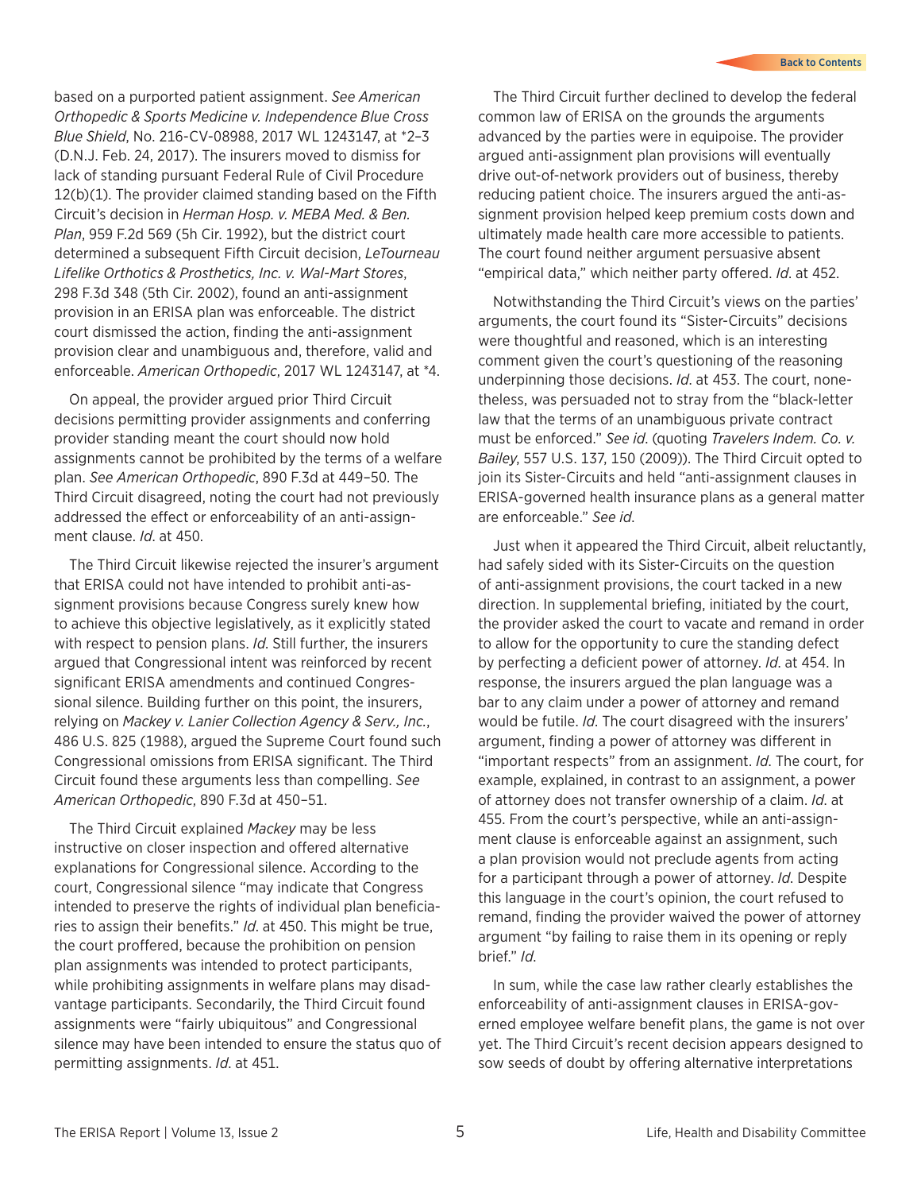based on a purported patient assignment. *See American Orthopedic & Sports Medicine v. Independence Blue Cross Blue Shield*, No. 216-CV-08988, 2017 WL 1243147, at *2–3 (D.N.J. Feb. 24, 2017). The insurers moved to dismiss for lack of standing pursuant Federal Rule of Civil Procedure 12(b)(1). The provider claimed standing based on the Fifth Circuit's decision in *Herman Hosp. v. MEBA Med. & Ben. Plan*, 959 F.2d 569 (5h Cir. 1992), but the district court determined a subsequent Fifth Circuit decision, *LeTourneau Lifelike Orthotics & Prosthetics, Inc. v. Wal-Mart Stores*, 298 F.3d 348 (5th Cir. 2002), found an anti-assignment provision in an ERISA plan was enforceable. The district court dismissed the action, finding the anti-assignment provision clear and unambiguous and, therefore, valid and enforceable. *American Orthopedic*, 2017 WL 1243147, at *4.

On appeal, the provider argued prior Third Circuit decisions permitting provider assignments and conferring provider standing meant the court should now hold assignments cannot be prohibited by the terms of a welfare plan. *See American Orthopedic*, 890 F.3d at 449–50. The Third Circuit disagreed, noting the court had not previously addressed the effect or enforceability of an anti-assignment clause. *Id*. at 450.

The Third Circuit likewise rejected the insurer's argument that ERISA could not have intended to prohibit anti-assignment provisions because Congress surely knew how to achieve this objective legislatively, as it explicitly stated with respect to pension plans. *Id*. Still further, the insurers argued that Congressional intent was reinforced by recent significant ERISA amendments and continued Congressional silence. Building further on this point, the insurers, relying on *Mackey v. Lanier Collection Agency & Serv., Inc.*, 486 U.S. 825 (1988), argued the Supreme Court found such Congressional omissions from ERISA significant. The Third Circuit found these arguments less than compelling. *See American Orthopedic*, 890 F.3d at 450–51.

The Third Circuit explained *Mackey* may be less instructive on closer inspection and offered alternative explanations for Congressional silence. According to the court, Congressional silence "may indicate that Congress intended to preserve the rights of individual plan beneficiaries to assign their benefits." *Id*. at 450. This might be true, the court proffered, because the prohibition on pension plan assignments was intended to protect participants, while prohibiting assignments in welfare plans may disadvantage participants. Secondarily, the Third Circuit found assignments were "fairly ubiquitous" and Congressional silence may have been intended to ensure the status quo of permitting assignments. *Id*. at 451.

The Third Circuit further declined to develop the federal common law of ERISA on the grounds the arguments advanced by the parties were in equipoise. The provider argued anti-assignment plan provisions will eventually drive out-of-network providers out of business, thereby reducing patient choice. The insurers argued the anti-assignment provision helped keep premium costs down and ultimately made health care more accessible to patients. The court found neither argument persuasive absent "empirical data," which neither party offered. *Id*. at 452.

Notwithstanding the Third Circuit's views on the parties' arguments, the court found its "Sister-Circuits" decisions were thoughtful and reasoned, which is an interesting comment given the court's questioning of the reasoning underpinning those decisions. *Id*. at 453. The court, nonetheless, was persuaded not to stray from the "black-letter law that the terms of an unambiguous private contract must be enforced." *See id*. (quoting *Travelers Indem. Co. v. Bailey*, 557 U.S. 137, 150 (2009)). The Third Circuit opted to join its Sister-Circuits and held "anti-assignment clauses in ERISA-governed health insurance plans as a general matter are enforceable." *See id*.

Just when it appeared the Third Circuit, albeit reluctantly, had safely sided with its Sister-Circuits on the question of anti-assignment provisions, the court tacked in a new direction. In supplemental briefing, initiated by the court, the provider asked the court to vacate and remand in order to allow for the opportunity to cure the standing defect by perfecting a deficient power of attorney. *Id*. at 454. In response, the insurers argued the plan language was a bar to any claim under a power of attorney and remand would be futile. *Id*. The court disagreed with the insurers' argument, finding a power of attorney was different in "important respects" from an assignment. *Id*. The court, for example, explained, in contrast to an assignment, a power of attorney does not transfer ownership of a claim. *Id*. at 455. From the court's perspective, while an anti-assignment clause is enforceable against an assignment, such a plan provision would not preclude agents from acting for a participant through a power of attorney. *Id*. Despite this language in the court's opinion, the court refused to remand, finding the provider waived the power of attorney argument "by failing to raise them in its opening or reply brief." *Id*.

In sum, while the case law rather clearly establishes the enforceability of anti-assignment clauses in ERISA-governed employee welfare benefit plans, the game is not over yet. The Third Circuit's recent decision appears designed to sow seeds of doubt by offering alternative interpretations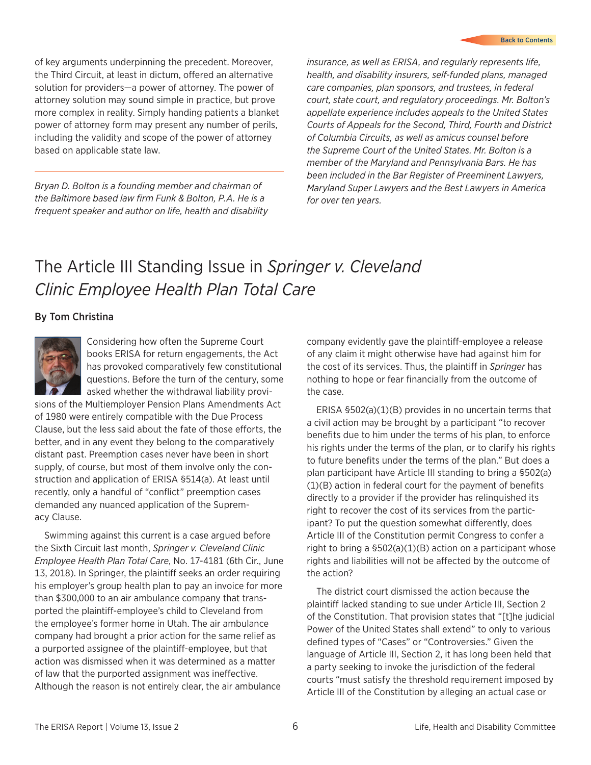of key arguments underpinning the precedent. Moreover, the Third Circuit, at least in dictum, offered an alternative solution for providers—a power of attorney. The power of attorney solution may sound simple in practice, but prove more complex in reality. Simply handing patients a blanket power of attorney form may present any number of perils, including the validity and scope of the power of attorney based on applicable state law.

---

*Bryan D. Bolton is a founding member and chairman of the Baltimore based law firm Funk & Bolton, P.A. He is a frequent speaker and author on life, health and disability insurance, as well as ERISA, and regularly represents life, health, and disability insurers, self-funded plans, managed care companies, plan sponsors, and trustees, in federal court, state court, and regulatory proceedings. Mr. Bolton's appellate experience includes appeals to the United States Courts of Appeals for the Second, Third, Fourth and District of Columbia Circuits, as well as amicus counsel before the Supreme Court of the United States. Mr. Bolton is a member of the Maryland and Pennsylvania Bars. He has been included in the Bar Register of Preeminent Lawyers, Maryland Super Lawyers and the Best Lawyers in America for over ten years.*

# The Article III Standing Issue in *Springer v. Cleveland Clinic Employee Health Plan Total Care*

**By Tom Christina**

Considering how often the Supreme Court books ERISA for return engagements, the Act has provoked comparatively few constitutional questions. Before the turn of the century, some asked whether the withdrawal liability provisions of the Multiemployer Pension Plans Amendments Act of 1980 were entirely compatible with the Due Process Clause, but the less said about the fate of those efforts, the better, and in any event they belong to the comparatively distant past. Preemption cases never have been in short supply, of course, but most of them involve only the construction and application of ERISA §514(a). At least until recently, only a handful of "conflict" preemption cases demanded any nuanced application of the Supremacy Clause.

Swimming against this current is a case argued before the Sixth Circuit last month, *Springer v. Cleveland Clinic Employee Health Plan Total Care*, No. 17-4181 (6th Cir., June 13, 2018). In Springer, the plaintiff seeks an order requiring his employer's group health plan to pay an invoice for more than $300,000 to an air ambulance company that transported the plaintiff-employee's child to Cleveland from the employee's former home in Utah. The air ambulance company had brought a prior action for the same relief as a purported assignee of the plaintiff-employee, but that action was dismissed when it was determined as a matter of law that the purported assignment was ineffective. Although the reason is not entirely clear, the air ambulance company evidently gave the plaintiff-employee a release of any claim it might otherwise have had against him for the cost of its services. Thus, the plaintiff in *Springer* has nothing to hope or fear financially from the outcome of the case.

ERISA §502(a)(1)(B) provides in no uncertain terms that a civil action may be brought by a participant "to recover benefits due to him under the terms of his plan, to enforce his rights under the terms of the plan, or to clarify his rights to future benefits under the terms of the plan." But does a plan participant have Article III standing to bring a §502(a)(1)(B) action in federal court for the payment of benefits directly to a provider if the provider has relinquished its right to recover the cost of its services from the participant? To put the question somewhat differently, does Article III of the Constitution permit Congress to confer a right to bring a §502(a)(1)(B) action on a participant whose rights and liabilities will not be affected by the outcome of the action?

The district court dismissed the action because the plaintiff lacked standing to sue under Article III, Section 2 of the Constitution. That provision states that "[t]he judicial Power of the United States shall extend" to only to various defined types of "Cases" or "Controversies." Given the language of Article III, Section 2, it has long been held that a party seeking to invoke the jurisdiction of the federal courts "must satisfy the threshold requirement imposed by Article III of the Constitution by alleging an actual case or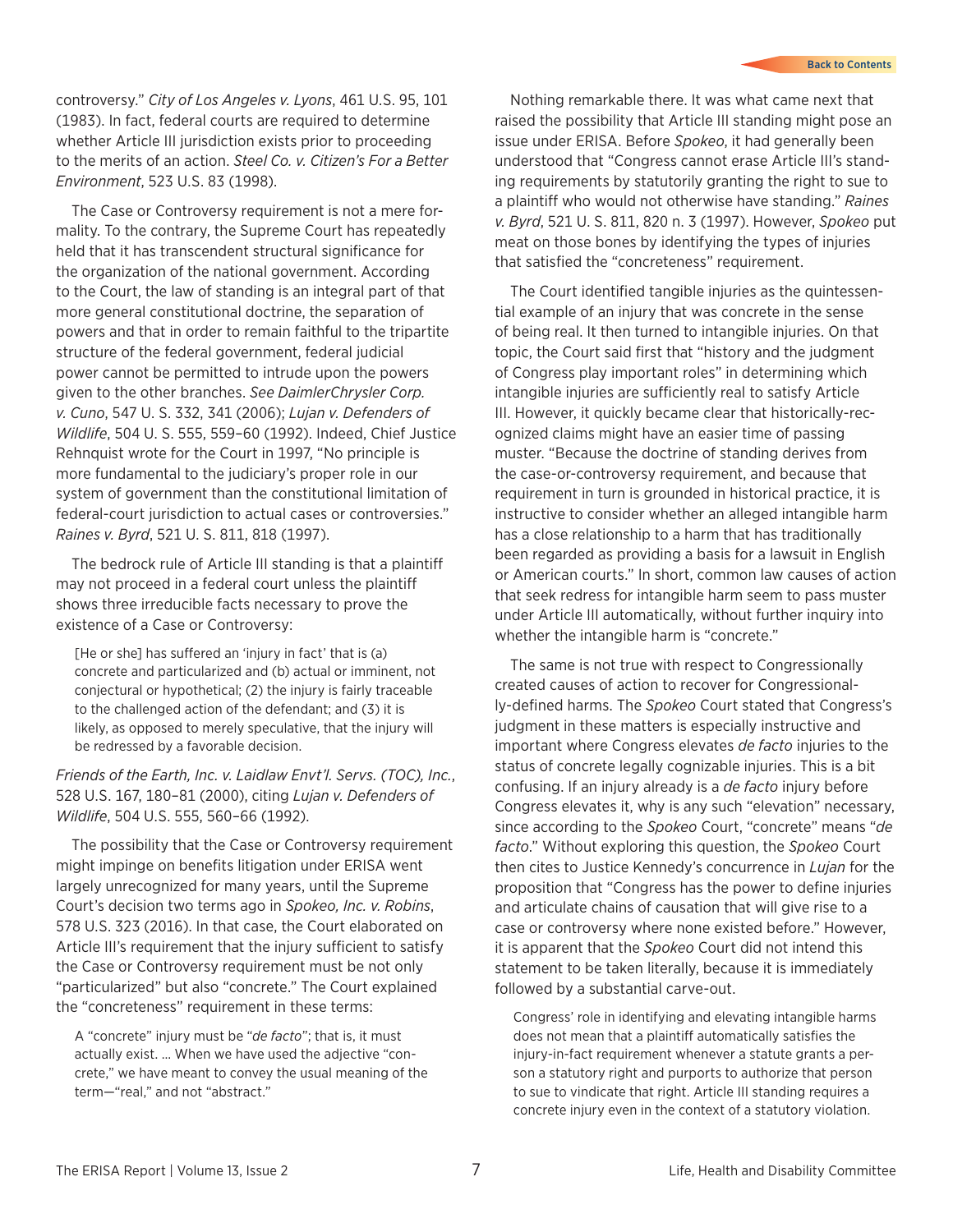controversy." *City of Los Angeles v. Lyons*, 461 U.S. 95, 101 (1983). In fact, federal courts are required to determine whether Article III jurisdiction exists prior to proceeding to the merits of an action. *Steel Co. v. Citizen's For a Better Environment*, 523 U.S. 83 (1998).

The Case or Controversy requirement is not a mere formality. To the contrary, the Supreme Court has repeatedly held that it has transcendent structural significance for the organization of the national government. According to the Court, the law of standing is an integral part of that more general constitutional doctrine, the separation of powers and that in order to remain faithful to the tripartite structure of the federal government, federal judicial power cannot be permitted to intrude upon the powers given to the other branches. *See DaimlerChrysler Corp. v. Cuno*, 547 U. S. 332, 341 (2006); *Lujan v. Defenders of Wildlife*, 504 U. S. 555, 559–60 (1992). Indeed, Chief Justice Rehnquist wrote for the Court in 1997, "No principle is more fundamental to the judiciary's proper role in our system of government than the constitutional limitation of federal-court jurisdiction to actual cases or controversies." *Raines v. Byrd*, 521 U. S. 811, 818 (1997).

The bedrock rule of Article III standing is that a plaintiff may not proceed in a federal court unless the plaintiff shows three irreducible facts necessary to prove the existence of a Case or Controversy:

> [He or she] has suffered an 'injury in fact' that is (a) concrete and particularized and (b) actual or imminent, not conjectural or hypothetical; (2) the injury is fairly traceable to the challenged action of the defendant; and (3) it is likely, as opposed to merely speculative, that the injury will be redressed by a favorable decision.

*Friends of the Earth, Inc. v. Laidlaw Envt'l. Servs. (TOC), Inc.*, 528 U.S. 167, 180–81 (2000), citing *Lujan v. Defenders of Wildlife*, 504 U.S. 555, 560–66 (1992).

The possibility that the Case or Controversy requirement might impinge on benefits litigation under ERISA went largely unrecognized for many years, until the Supreme Court's decision two terms ago in *Spokeo, Inc. v. Robins*, 578 U.S. 323 (2016). In that case, the Court elaborated on Article III's requirement that the injury sufficient to satisfy the Case or Controversy requirement must be not only "particularized" but also "concrete." The Court explained the "concreteness" requirement in these terms:

> A "concrete" injury must be "*de facto*"; that is, it must actually exist. ... When we have used the adjective "concrete," we have meant to convey the usual meaning of the term—"real," and not "abstract."

Nothing remarkable there. It was what came next that raised the possibility that Article III standing might pose an issue under ERISA. Before *Spokeo*, it had generally been understood that "Congress cannot erase Article III's standing requirements by statutorily granting the right to sue to a plaintiff who would not otherwise have standing." *Raines v. Byrd*, 521 U. S. 811, 820 n. 3 (1997). However, *Spokeo* put meat on those bones by identifying the types of injuries that satisfied the "concreteness" requirement.

The Court identified tangible injuries as the quintessential example of an injury that was concrete in the sense of being real. It then turned to intangible injuries. On that topic, the Court said first that "history and the judgment of Congress play important roles" in determining which intangible injuries are sufficiently real to satisfy Article III. However, it quickly became clear that historically-recognized claims might have an easier time of passing muster. "Because the doctrine of standing derives from the case-or-controversy requirement, and because that requirement in turn is grounded in historical practice, it is instructive to consider whether an alleged intangible harm has a close relationship to a harm that has traditionally been regarded as providing a basis for a lawsuit in English or American courts." In short, common law causes of action that seek redress for intangible harm seem to pass muster under Article III automatically, without further inquiry into whether the intangible harm is "concrete."

The same is not true with respect to Congressionally created causes of action to recover for Congressionally-defined harms. The *Spokeo* Court stated that Congress's judgment in these matters is especially instructive and important where Congress elevates *de facto* injuries to the status of concrete legally cognizable injuries. This is a bit confusing. If an injury already is a *de facto* injury before Congress elevates it, why is any such "elevation" necessary, since according to the *Spokeo* Court, "concrete" means "*de facto*." Without exploring this question, the *Spokeo* Court then cites to Justice Kennedy's concurrence in *Lujan* for the proposition that "Congress has the power to define injuries and articulate chains of causation that will give rise to a case or controversy where none existed before." However, it is apparent that the *Spokeo* Court did not intend this statement to be taken literally, because it is immediately followed by a substantial carve-out.

> Congress' role in identifying and elevating intangible harms does not mean that a plaintiff automatically satisfies the injury-in-fact requirement whenever a statute grants a person a statutory right and purports to authorize that person to sue to vindicate that right. Article III standing requires a concrete injury even in the context of a statutory violation.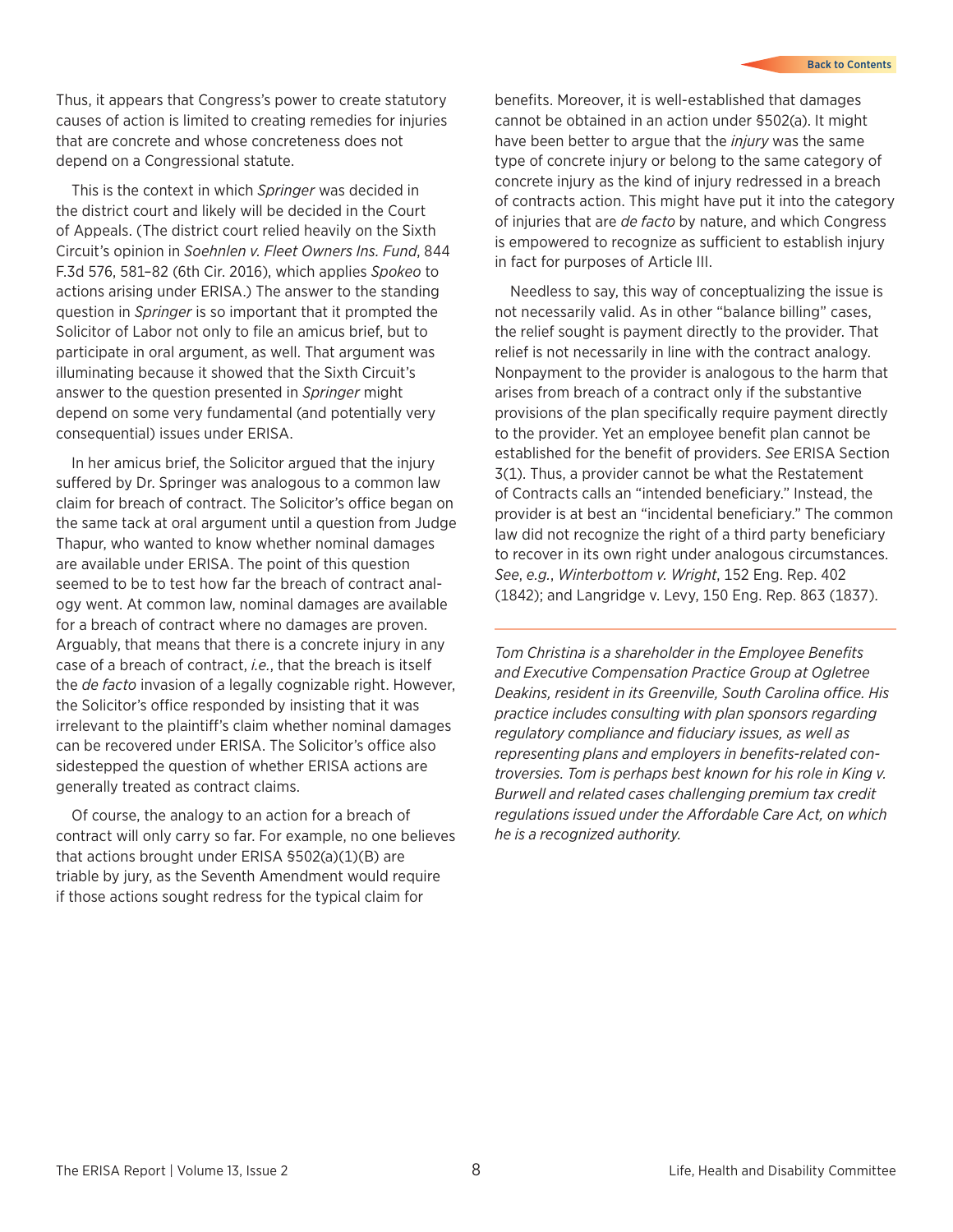Thus, it appears that Congress's power to create statutory causes of action is limited to creating remedies for injuries that are concrete and whose concreteness does not depend on a Congressional statute.

This is the context in which *Springer* was decided in the district court and likely will be decided in the Court of Appeals. (The district court relied heavily on the Sixth Circuit's opinion in *Soehnlen v. Fleet Owners Ins. Fund*, 844 F.3d 576, 581–82 (6th Cir. 2016), which applies *Spokeo* to actions arising under ERISA.) The answer to the standing question in *Springer* is so important that it prompted the Solicitor of Labor not only to file an amicus brief, but to participate in oral argument, as well. That argument was illuminating because it showed that the Sixth Circuit's answer to the question presented in *Springer* might depend on some very fundamental (and potentially very consequential) issues under ERISA.

In her amicus brief, the Solicitor argued that the injury suffered by Dr. Springer was analogous to a common law claim for breach of contract. The Solicitor's office began on the same tack at oral argument until a question from Judge Thapur, who wanted to know whether nominal damages are available under ERISA. The point of this question seemed to be to test how far the breach of contract analogy went. At common law, nominal damages are available for a breach of contract where no damages are proven. Arguably, that means that there is a concrete injury in any case of a breach of contract, *i.e.*, that the breach is itself the *de facto* invasion of a legally cognizable right. However, the Solicitor's office responded by insisting that it was irrelevant to the plaintiff's claim whether nominal damages can be recovered under ERISA. The Solicitor's office also sidestepped the question of whether ERISA actions are generally treated as contract claims.

Of course, the analogy to an action for a breach of contract will only carry so far. For example, no one believes that actions brought under ERISA §502(a)(1)(B) are triable by jury, as the Seventh Amendment would require if those actions sought redress for the typical claim for benefits. Moreover, it is well-established that damages cannot be obtained in an action under §502(a). It might have been better to argue that the *injury* was the same type of concrete injury or belong to the same category of concrete injury as the kind of injury redressed in a breach of contracts action. This might have put it into the category of injuries that are *de facto* by nature, and which Congress is empowered to recognize as sufficient to establish injury in fact for purposes of Article III.

Needless to say, this way of conceptualizing the issue is not necessarily valid. As in other "balance billing" cases, the relief sought is payment directly to the provider. That relief is not necessarily in line with the contract analogy. Nonpayment to the provider is analogous to the harm that arises from breach of a contract only if the substantive provisions of the plan specifically require payment directly to the provider. Yet an employee benefit plan cannot be established for the benefit of providers. *See* ERISA Section 3(1). Thus, a provider cannot be what the Restatement of Contracts calls an "intended beneficiary." Instead, the provider is at best an "incidental beneficiary." The common law did not recognize the right of a third party beneficiary to recover in its own right under analogous circumstances. *See, e.g.*, *Winterbottom v. Wright*, 152 Eng. Rep. 402 (1842); and Langridge v. Levy, 150 Eng. Rep. 863 (1837).

---

*Tom Christina is a shareholder in the Employee Benefits and Executive Compensation Practice Group at Ogletree Deakins, resident in its Greenville, South Carolina office. His practice includes consulting with plan sponsors regarding regulatory compliance and fiduciary issues, as well as representing plans and employers in benefits-related controversies. Tom is perhaps best known for his role in King v. Burwell and related cases challenging premium tax credit regulations issued under the Affordable Care Act, on which he is a recognized authority.*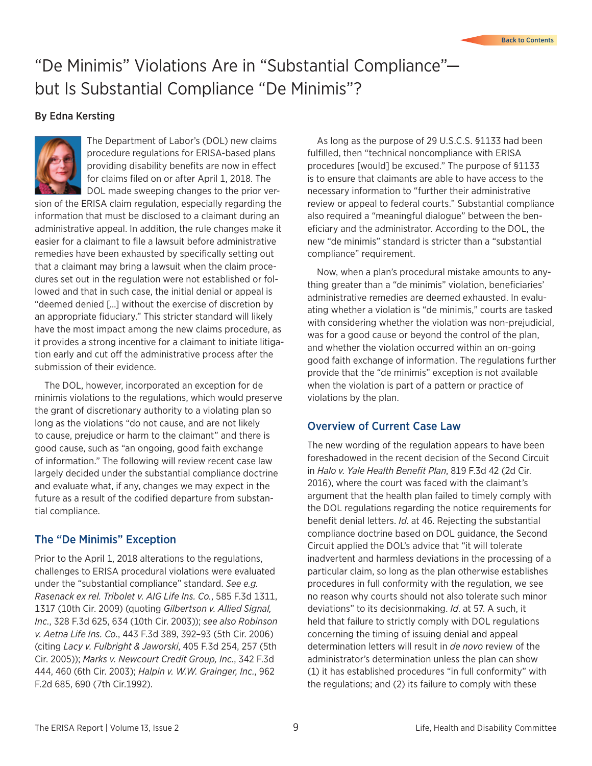# "De Minimis" Violations Are in "Substantial Compliance"—but Is Substantial Compliance "De Minimis"?

**By Edna Kersting**

The Department of Labor's (DOL) new claims procedure regulations for ERISA-based plans providing disability benefits are now in effect for claims filed on or after April 1, 2018. The DOL made sweeping changes to the prior version of the ERISA claim regulation, especially regarding the information that must be disclosed to a claimant during an administrative appeal. In addition, the rule changes make it easier for a claimant to file a lawsuit before administrative remedies have been exhausted by specifically setting out that a claimant may bring a lawsuit when the claim procedures set out in the regulation were not established or followed and that in such case, the initial denial or appeal is "deemed denied […] without the exercise of discretion by an appropriate fiduciary." This stricter standard will likely have the most impact among the new claims procedure, as it provides a strong incentive for a claimant to initiate litigation early and cut off the administrative process after the submission of their evidence.

The DOL, however, incorporated an exception for de minimis violations to the regulations, which would preserve the grant of discretionary authority to a violating plan so long as the violations "do not cause, and are not likely to cause, prejudice or harm to the claimant" and there is good cause, such as "an ongoing, good faith exchange of information." The following will review recent case law largely decided under the substantial compliance doctrine and evaluate what, if any, changes we may expect in the future as a result of the codified departure from substantial compliance.

## The "De Minimis" Exception

Prior to the April 1, 2018 alterations to the regulations, challenges to ERISA procedural violations were evaluated under the "substantial compliance" standard. *See e.g. Rasenack ex rel. Tribolet v. AIG Life Ins. Co.*, 585 F.3d 1311, 1317 (10th Cir. 2009) (quoting *Gilbertson v. Allied Signal, Inc.*, 328 F.3d 625, 634 (10th Cir. 2003)); *see also Robinson v. Aetna Life Ins. Co.*, 443 F.3d 389, 392–93 (5th Cir. 2006) (citing *Lacy v. Fulbright & Jaworski*, 405 F.3d 254, 257 (5th Cir. 2005)); *Marks v. Newcourt Credit Group, Inc.*, 342 F.3d 444, 460 (6th Cir. 2003); *Halpin v. W.W. Grainger, Inc.*, 962 F.2d 685, 690 (7th Cir.1992).

As long as the purpose of 29 U.S.C.S. §1133 had been fulfilled, then "technical noncompliance with ERISA procedures [would] be excused." The purpose of §1133 is to ensure that claimants are able to have access to the necessary information to "further their administrative review or appeal to federal courts." Substantial compliance also required a "meaningful dialogue" between the beneficiary and the administrator. According to the DOL, the new "de minimis" standard is stricter than a "substantial compliance" requirement.

Now, when a plan's procedural mistake amounts to anything greater than a "de minimis" violation, beneficiaries' administrative remedies are deemed exhausted. In evaluating whether a violation is "de minimis," courts are tasked with considering whether the violation was non-prejudicial, was for a good cause or beyond the control of the plan, and whether the violation occurred within an on-going good faith exchange of information. The regulations further provide that the "de minimis" exception is not available when the violation is part of a pattern or practice of violations by the plan.

## Overview of Current Case Law

The new wording of the regulation appears to have been foreshadowed in the recent decision of the Second Circuit in *Halo v. Yale Health Benefit Plan*, 819 F.3d 42 (2d Cir. 2016), where the court was faced with the claimant's argument that the health plan failed to timely comply with the DOL regulations regarding the notice requirements for benefit denial letters. *Id.* at 46. Rejecting the substantial compliance doctrine based on DOL guidance, the Second Circuit applied the DOL's advice that "it will tolerate inadvertent and harmless deviations in the processing of a particular claim, so long as the plan otherwise establishes procedures in full conformity with the regulation, we see no reason why courts should not also tolerate such minor deviations" to its decisionmaking. *Id.* at 57. A such, it held that failure to strictly comply with DOL regulations concerning the timing of issuing denial and appeal determination letters will result in *de novo* review of the administrator's determination unless the plan can show (1) it has established procedures "in full conformity" with the regulations; and (2) its failure to comply with these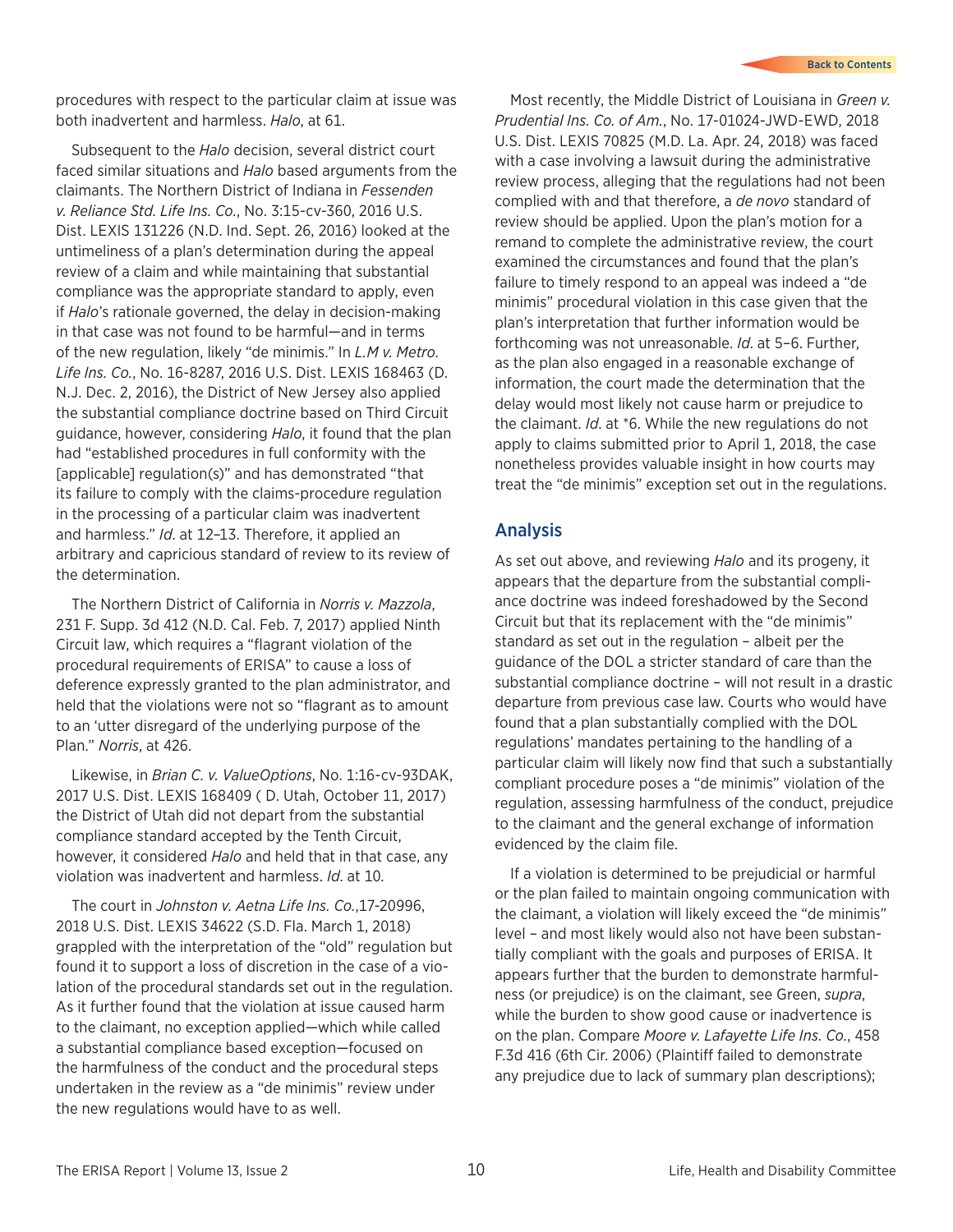procedures with respect to the particular claim at issue was both inadvertent and harmless. *Halo*, at 61.

Subsequent to the *Halo* decision, several district court faced similar situations and *Halo* based arguments from the claimants. The Northern District of Indiana in *Fessenden v. Reliance Std. Life Ins. Co.*, No. 3:15-cv-360, 2016 U.S. Dist. LEXIS 131226 (N.D. Ind. Sept. 26, 2016) looked at the untimeliness of a plan's determination during the appeal review of a claim and while maintaining that substantial compliance was the appropriate standard to apply, even if *Halo*'s rationale governed, the delay in decision-making in that case was not found to be harmful—and in terms of the new regulation, likely "de minimis." In *L.M v. Metro. Life Ins. Co.*, No. 16-8287, 2016 U.S. Dist. LEXIS 168463 (D. N.J. Dec. 2, 2016), the District of New Jersey also applied the substantial compliance doctrine based on Third Circuit guidance, however, considering *Halo*, it found that the plan had "established procedures in full conformity with the [applicable] regulation(s)" and has demonstrated "that its failure to comply with the claims-procedure regulation in the processing of a particular claim was inadvertent and harmless." *Id*. at 12–13. Therefore, it applied an arbitrary and capricious standard of review to its review of the determination.

The Northern District of California in *Norris v. Mazzola*, 231 F. Supp. 3d 412 (N.D. Cal. Feb. 7, 2017) applied Ninth Circuit law, which requires a "flagrant violation of the procedural requirements of ERISA" to cause a loss of deference expressly granted to the plan administrator, and held that the violations were not so "flagrant as to amount to an 'utter disregard of the underlying purpose of the Plan." *Norris*, at 426.

Likewise, in *Brian C. v. ValueOptions*, No. 1:16-cv-93DAK, 2017 U.S. Dist. LEXIS 168409 ( D. Utah, October 11, 2017) the District of Utah did not depart from the substantial compliance standard accepted by the Tenth Circuit, however, it considered *Halo* and held that in that case, any violation was inadvertent and harmless. *Id*. at 10.

The court in *Johnston v. Aetna Life Ins. Co.*,17-20996, 2018 U.S. Dist. LEXIS 34622 (S.D. Fla. March 1, 2018) grappled with the interpretation of the "old" regulation but found it to support a loss of discretion in the case of a violation of the procedural standards set out in the regulation. As it further found that the violation at issue caused harm to the claimant, no exception applied—which while called a substantial compliance based exception—focused on the harmfulness of the conduct and the procedural steps undertaken in the review as a "de minimis" review under the new regulations would have to as well.

Most recently, the Middle District of Louisiana in *Green v. Prudential Ins. Co. of Am.*, No. 17-01024-JWD-EWD, 2018 U.S. Dist. LEXIS 70825 (M.D. La. Apr. 24, 2018) was faced with a case involving a lawsuit during the administrative review process, alleging that the regulations had not been complied with and that therefore, a *de novo* standard of review should be applied. Upon the plan's motion for a remand to complete the administrative review, the court examined the circumstances and found that the plan's failure to timely respond to an appeal was indeed a "de minimis" procedural violation in this case given that the plan's interpretation that further information would be forthcoming was not unreasonable. *Id*. at 5–6. Further, as the plan also engaged in a reasonable exchange of information, the court made the determination that the delay would most likely not cause harm or prejudice to the claimant. *Id*. at *6. While the new regulations do not apply to claims submitted prior to April 1, 2018, the case nonetheless provides valuable insight in how courts may treat the "de minimis" exception set out in the regulations.

## Analysis

As set out above, and reviewing *Halo* and its progeny, it appears that the departure from the substantial compliance doctrine was indeed foreshadowed by the Second Circuit but that its replacement with the "de minimis" standard as set out in the regulation – albeit per the guidance of the DOL a stricter standard of care than the substantial compliance doctrine – will not result in a drastic departure from previous case law. Courts who would have found that a plan substantially complied with the DOL regulations' mandates pertaining to the handling of a particular claim will likely now find that such a substantially compliant procedure poses a "de minimis" violation of the regulation, assessing harmfulness of the conduct, prejudice to the claimant and the general exchange of information evidenced by the claim file.

If a violation is determined to be prejudicial or harmful or the plan failed to maintain ongoing communication with the claimant, a violation will likely exceed the "de minimis" level – and most likely would also not have been substantially compliant with the goals and purposes of ERISA. It appears further that the burden to demonstrate harmfulness (or prejudice) is on the claimant, see Green, *supra*, while the burden to show good cause or inadvertence is on the plan. Compare *Moore v. Lafayette Life Ins. Co.*, 458 F.3d 416 (6th Cir. 2006) (Plaintiff failed to demonstrate any prejudice due to lack of summary plan descriptions);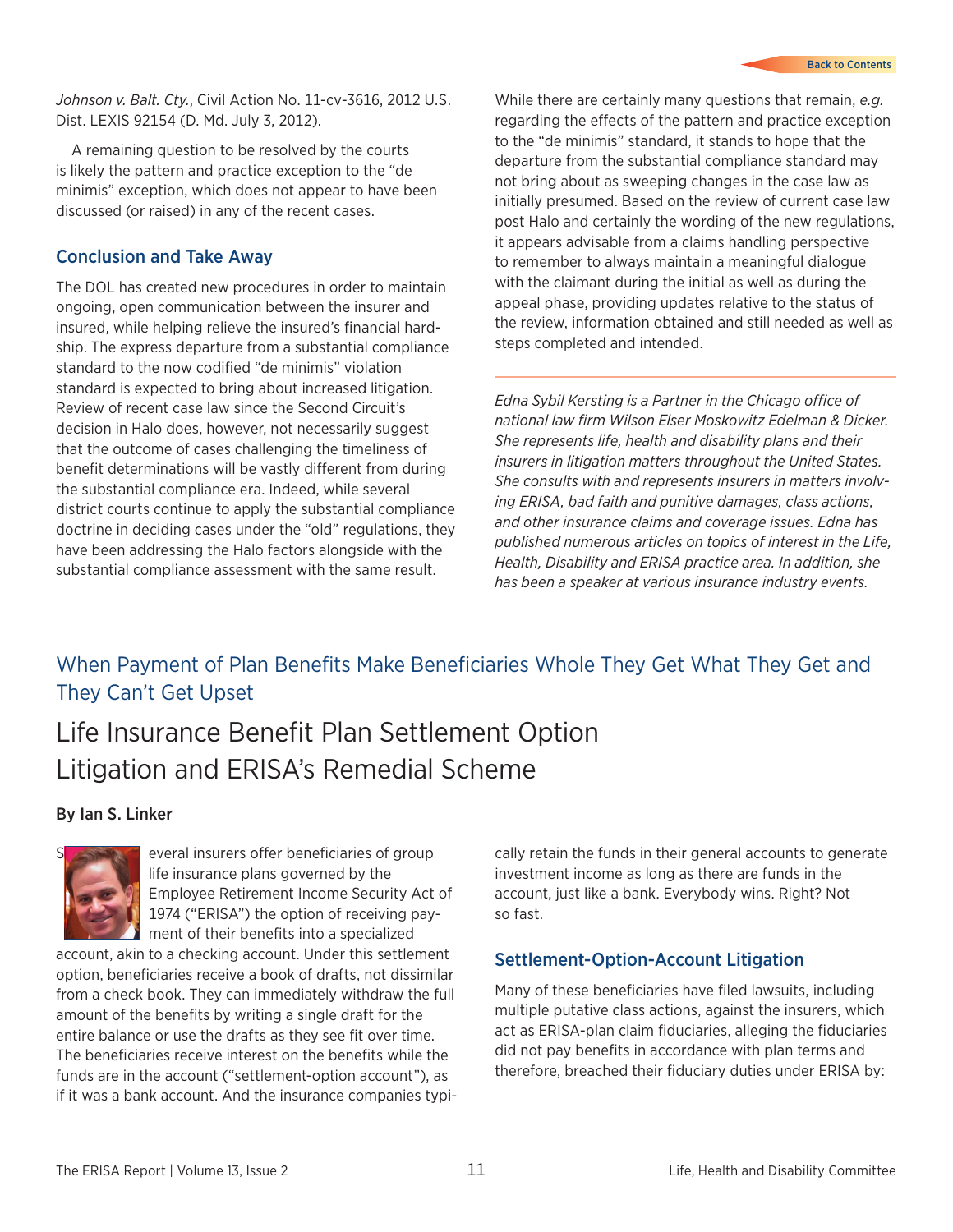*Johnson v. Balt. Cty.*, Civil Action No. 11-cv-3616, 2012 U.S. Dist. LEXIS 92154 (D. Md. July 3, 2012).

A remaining question to be resolved by the courts is likely the pattern and practice exception to the "de minimis" exception, which does not appear to have been discussed (or raised) in any of the recent cases.

### Conclusion and Take Away

The DOL has created new procedures in order to maintain ongoing, open communication between the insurer and insured, while helping relieve the insured's financial hardship. The express departure from a substantial compliance standard to the now codified "de minimis" violation standard is expected to bring about increased litigation. Review of recent case law since the Second Circuit's decision in Halo does, however, not necessarily suggest that the outcome of cases challenging the timeliness of benefit determinations will be vastly different from during the substantial compliance era. Indeed, while several district courts continue to apply the substantial compliance doctrine in deciding cases under the "old" regulations, they have been addressing the Halo factors alongside with the substantial compliance assessment with the same result.

While there are certainly many questions that remain, *e.g.* regarding the effects of the pattern and practice exception to the "de minimis" standard, it stands to hope that the departure from the substantial compliance standard may not bring about as sweeping changes in the case law as initially presumed. Based on the review of current case law post Halo and certainly the wording of the new regulations, it appears advisable from a claims handling perspective to remember to always maintain a meaningful dialogue with the claimant during the initial as well as during the appeal phase, providing updates relative to the status of the review, information obtained and still needed as well as steps completed and intended.

---

*Edna Sybil Kersting is a Partner in the Chicago office of national law firm Wilson Elser Moskowitz Edelman & Dicker. She represents life, health and disability plans and their insurers in litigation matters throughout the United States. She consults with and represents insurers in matters involving ERISA, bad faith and punitive damages, class actions, and other insurance claims and coverage issues. Edna has published numerous articles on topics of interest in the Life, Health, Disability and ERISA practice area. In addition, she has been a speaker at various insurance industry events.*

## When Payment of Plan Benefits Make Beneficiaries Whole They Get What They Get and They Can't Get Upset

# Life Insurance Benefit Plan Settlement Option Litigation and ERISA's Remedial Scheme

**By Ian S. Linker**

Several insurers offer beneficiaries of group life insurance plans governed by the Employee Retirement Income Security Act of 1974 ("ERISA") the option of receiving payment of their benefits into a specialized account, akin to a checking account. Under this settlement option, beneficiaries receive a book of drafts, not dissimilar from a check book. They can immediately withdraw the full amount of the benefits by writing a single draft for the entire balance or use the drafts as they see fit over time. The beneficiaries receive interest on the benefits while the funds are in the account ("settlement-option account"), as if it was a bank account. And the insurance companies typically retain the funds in their general accounts to generate investment income as long as there are funds in the account, just like a bank. Everybody wins. Right? Not so fast.

### Settlement-Option-Account Litigation

Many of these beneficiaries have filed lawsuits, including multiple putative class actions, against the insurers, which act as ERISA-plan claim fiduciaries, alleging the fiduciaries did not pay benefits in accordance with plan terms and therefore, breached their fiduciary duties under ERISA by: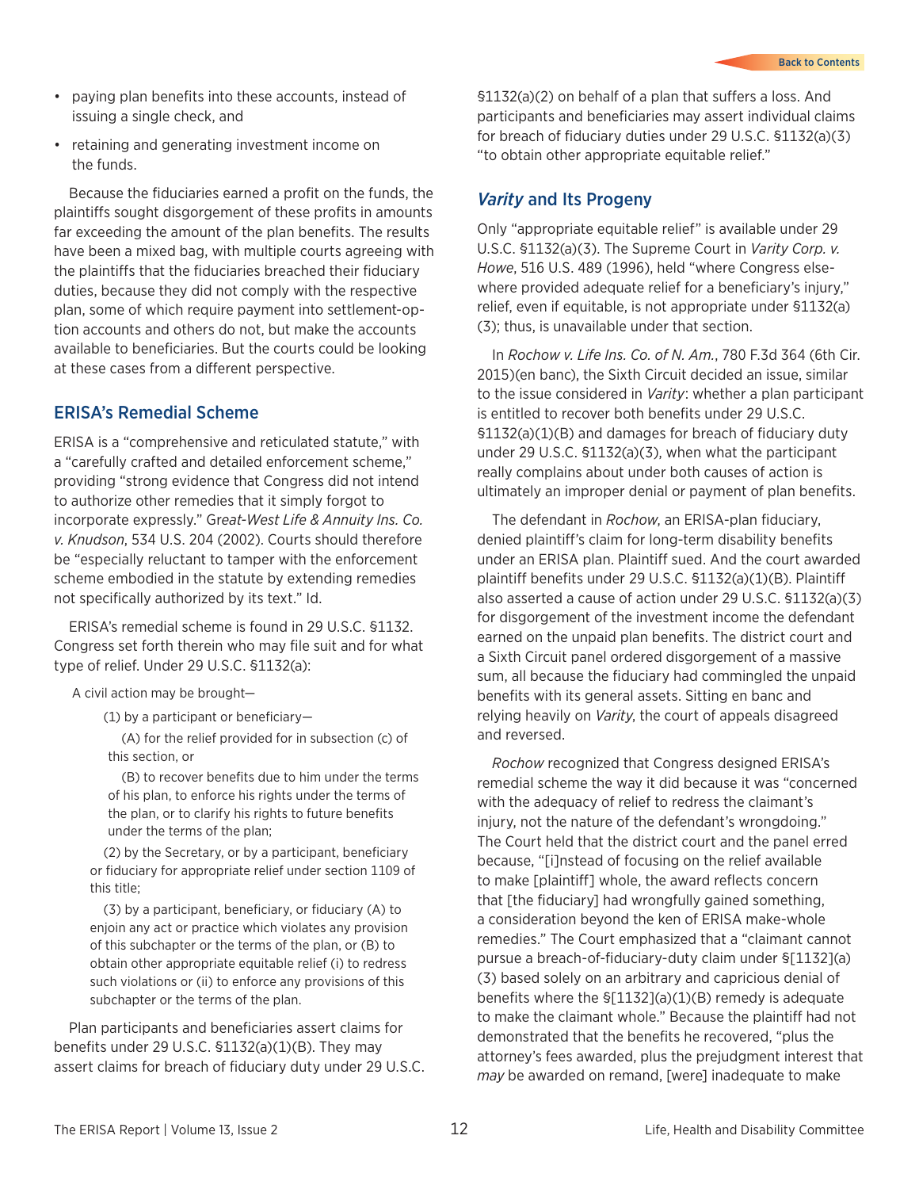- paying plan benefits into these accounts, instead of issuing a single check, and
- retaining and generating investment income on the funds.

Because the fiduciaries earned a profit on the funds, the plaintiffs sought disgorgement of these profits in amounts far exceeding the amount of the plan benefits. The results have been a mixed bag, with multiple courts agreeing with the plaintiffs that the fiduciaries breached their fiduciary duties, because they did not comply with the respective plan, some of which require payment into settlement-option accounts and others do not, but make the accounts available to beneficiaries. But the courts could be looking at these cases from a different perspective.

## ERISA's Remedial Scheme

ERISA is a "comprehensive and reticulated statute," with a "carefully crafted and detailed enforcement scheme," providing "strong evidence that Congress did not intend to authorize other remedies that it simply forgot to incorporate expressly." G*reat-West Life & Annuity Ins. Co. v. Knudson*, 534 U.S. 204 (2002). Courts should therefore be "especially reluctant to tamper with the enforcement scheme embodied in the statute by extending remedies not specifically authorized by its text." Id.

ERISA's remedial scheme is found in 29 U.S.C. §1132. Congress set forth therein who may file suit and for what type of relief. Under 29 U.S.C. §1132(a):

> A civil action may be brought—
>
> (1) by a participant or beneficiary—
>
> (A) for the relief provided for in subsection (c) of this section, or
>
> (B) to recover benefits due to him under the terms of his plan, to enforce his rights under the terms of the plan, or to clarify his rights to future benefits under the terms of the plan;
>
> (2) by the Secretary, or by a participant, beneficiary or fiduciary for appropriate relief under section 1109 of this title;
>
> (3) by a participant, beneficiary, or fiduciary (A) to enjoin any act or practice which violates any provision of this subchapter or the terms of the plan, or (B) to obtain other appropriate equitable relief (i) to redress such violations or (ii) to enforce any provisions of this subchapter or the terms of the plan.

Plan participants and beneficiaries assert claims for benefits under 29 U.S.C. §1132(a)(1)(B). They may assert claims for breach of fiduciary duty under 29 U.S.C. §1132(a)(2) on behalf of a plan that suffers a loss. And participants and beneficiaries may assert individual claims for breach of fiduciary duties under 29 U.S.C. §1132(a)(3) "to obtain other appropriate equitable relief."

## *Varity* and Its Progeny

Only "appropriate equitable relief" is available under 29 U.S.C. §1132(a)(3). The Supreme Court in *Varity Corp. v. Howe*, 516 U.S. 489 (1996), held "where Congress elsewhere provided adequate relief for a beneficiary's injury," relief, even if equitable, is not appropriate under §1132(a)(3); thus, is unavailable under that section.

In *Rochow v. Life Ins. Co. of N. Am.*, 780 F.3d 364 (6th Cir. 2015)(en banc), the Sixth Circuit decided an issue, similar to the issue considered in *Varity*: whether a plan participant is entitled to recover both benefits under 29 U.S.C. §1132(a)(1)(B) and damages for breach of fiduciary duty under 29 U.S.C. §1132(a)(3), when what the participant really complains about under both causes of action is ultimately an improper denial or payment of plan benefits.

The defendant in *Rochow*, an ERISA-plan fiduciary, denied plaintiff's claim for long-term disability benefits under an ERISA plan. Plaintiff sued. And the court awarded plaintiff benefits under 29 U.S.C. §1132(a)(1)(B). Plaintiff also asserted a cause of action under 29 U.S.C. §1132(a)(3) for disgorgement of the investment income the defendant earned on the unpaid plan benefits. The district court and a Sixth Circuit panel ordered disgorgement of a massive sum, all because the fiduciary had commingled the unpaid benefits with its general assets. Sitting en banc and relying heavily on *Varity*, the court of appeals disagreed and reversed.

*Rochow* recognized that Congress designed ERISA's remedial scheme the way it did because it was "concerned with the adequacy of relief to redress the claimant's injury, not the nature of the defendant's wrongdoing." The Court held that the district court and the panel erred because, "[i]nstead of focusing on the relief available to make [plaintiff] whole, the award reflects concern that [the fiduciary] had wrongfully gained something, a consideration beyond the ken of ERISA make-whole remedies." The Court emphasized that a "claimant cannot pursue a breach-of-fiduciary-duty claim under §[1132](a)(3) based solely on an arbitrary and capricious denial of benefits where the §[1132](a)(1)(B) remedy is adequate to make the claimant whole." Because the plaintiff had not demonstrated that the benefits he recovered, "plus the attorney's fees awarded, plus the prejudgment interest that *may* be awarded on remand, [were] inadequate to make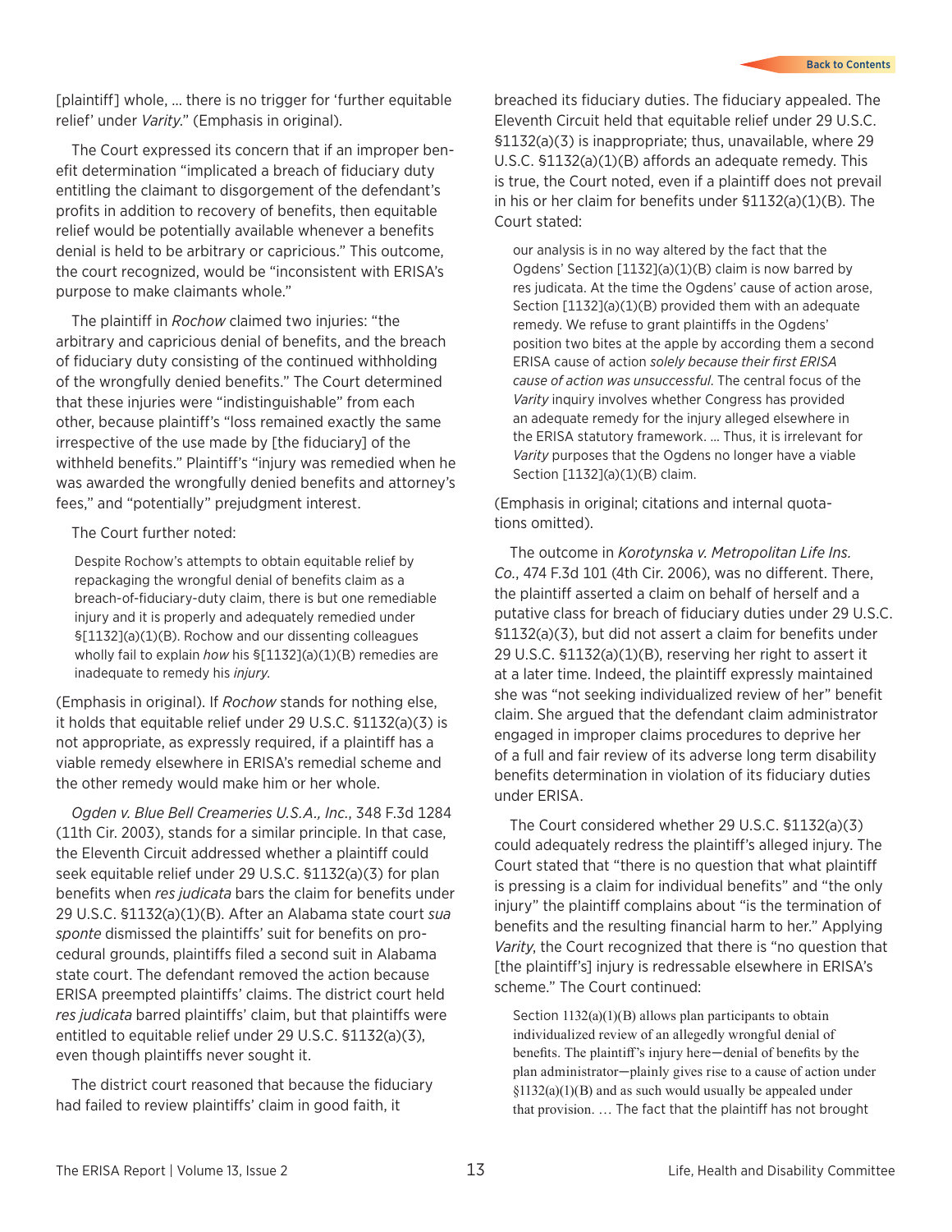[plaintiff] whole, … there is no trigger for 'further equitable relief' under *Varity*." (Emphasis in original).

The Court expressed its concern that if an improper benefit determination "implicated a breach of fiduciary duty entitling the claimant to disgorgement of the defendant's profits in addition to recovery of benefits, then equitable relief would be potentially available whenever a benefits denial is held to be arbitrary or capricious." This outcome, the court recognized, would be "inconsistent with ERISA's purpose to make claimants whole."

The plaintiff in *Rochow* claimed two injuries: "the arbitrary and capricious denial of benefits, and the breach of fiduciary duty consisting of the continued withholding of the wrongfully denied benefits." The Court determined that these injuries were "indistinguishable" from each other, because plaintiff's "loss remained exactly the same irrespective of the use made by [the fiduciary] of the withheld benefits." Plaintiff's "injury was remedied when he was awarded the wrongfully denied benefits and attorney's fees," and "potentially" prejudgment interest.

The Court further noted:

> Despite Rochow's attempts to obtain equitable relief by repackaging the wrongful denial of benefits claim as a breach-of-fiduciary-duty claim, there is but one remediable injury and it is properly and adequately remedied under §[1132](a)(1)(B). Rochow and our dissenting colleagues wholly fail to explain *how* his §[1132](a)(1)(B) remedies are inadequate to remedy his *injury*.

(Emphasis in original). If *Rochow* stands for nothing else, it holds that equitable relief under 29 U.S.C. §1132(a)(3) is not appropriate, as expressly required, if a plaintiff has a viable remedy elsewhere in ERISA's remedial scheme and the other remedy would make him or her whole.

*Ogden v. Blue Bell Creameries U.S.A., Inc.*, 348 F.3d 1284 (11th Cir. 2003), stands for a similar principle. In that case, the Eleventh Circuit addressed whether a plaintiff could seek equitable relief under 29 U.S.C. §1132(a)(3) for plan benefits when *res judicata* bars the claim for benefits under 29 U.S.C. §1132(a)(1)(B). After an Alabama state court *sua sponte* dismissed the plaintiffs' suit for benefits on procedural grounds, plaintiffs filed a second suit in Alabama state court. The defendant removed the action because ERISA preempted plaintiffs' claims. The district court held *res judicata* barred plaintiffs' claim, but that plaintiffs were entitled to equitable relief under 29 U.S.C. §1132(a)(3), even though plaintiffs never sought it.

The district court reasoned that because the fiduciary had failed to review plaintiffs' claim in good faith, it breached its fiduciary duties. The fiduciary appealed. The Eleventh Circuit held that equitable relief under 29 U.S.C. §1132(a)(3) is inappropriate; thus, unavailable, where 29 U.S.C. §1132(a)(1)(B) affords an adequate remedy. This is true, the Court noted, even if a plaintiff does not prevail in his or her claim for benefits under §1132(a)(1)(B). The Court stated:

> our analysis is in no way altered by the fact that the Ogdens' Section [1132](a)(1)(B) claim is now barred by res judicata. At the time the Ogdens' cause of action arose, Section [1132](a)(1)(B) provided them with an adequate remedy. We refuse to grant plaintiffs in the Ogdens' position two bites at the apple by according them a second ERISA cause of action *solely because their first ERISA cause of action was unsuccessful.* The central focus of the *Varity* inquiry involves whether Congress has provided an adequate remedy for the injury alleged elsewhere in the ERISA statutory framework. … Thus, it is irrelevant for *Varity* purposes that the Ogdens no longer have a viable Section [1132](a)(1)(B) claim.

(Emphasis in original; citations and internal quotations omitted).

The outcome in *Korotynska v. Metropolitan Life Ins. Co.*, 474 F.3d 101 (4th Cir. 2006), was no different. There, the plaintiff asserted a claim on behalf of herself and a putative class for breach of fiduciary duties under 29 U.S.C. §1132(a)(3), but did not assert a claim for benefits under 29 U.S.C. §1132(a)(1)(B), reserving her right to assert it at a later time. Indeed, the plaintiff expressly maintained she was "not seeking individualized review of her" benefit claim. She argued that the defendant claim administrator engaged in improper claims procedures to deprive her of a full and fair review of its adverse long term disability benefits determination in violation of its fiduciary duties under ERISA.

The Court considered whether 29 U.S.C. §1132(a)(3) could adequately redress the plaintiff's alleged injury. The Court stated that "there is no question that what plaintiff is pressing is a claim for individual benefits" and "the only injury" the plaintiff complains about "is the termination of benefits and the resulting financial harm to her." Applying *Varity*, the Court recognized that there is "no question that [the plaintiff's] injury is redressable elsewhere in ERISA's scheme." The Court continued:

> Section 1132(a)(1)(B) allows plan participants to obtain individualized review of an allegedly wrongful denial of benefits. The plaintiff's injury here—denial of benefits by the plan administrator—plainly gives rise to a cause of action under §1132(a)(1)(B) and as such would usually be appealed under that provision. … The fact that the plaintiff has not brought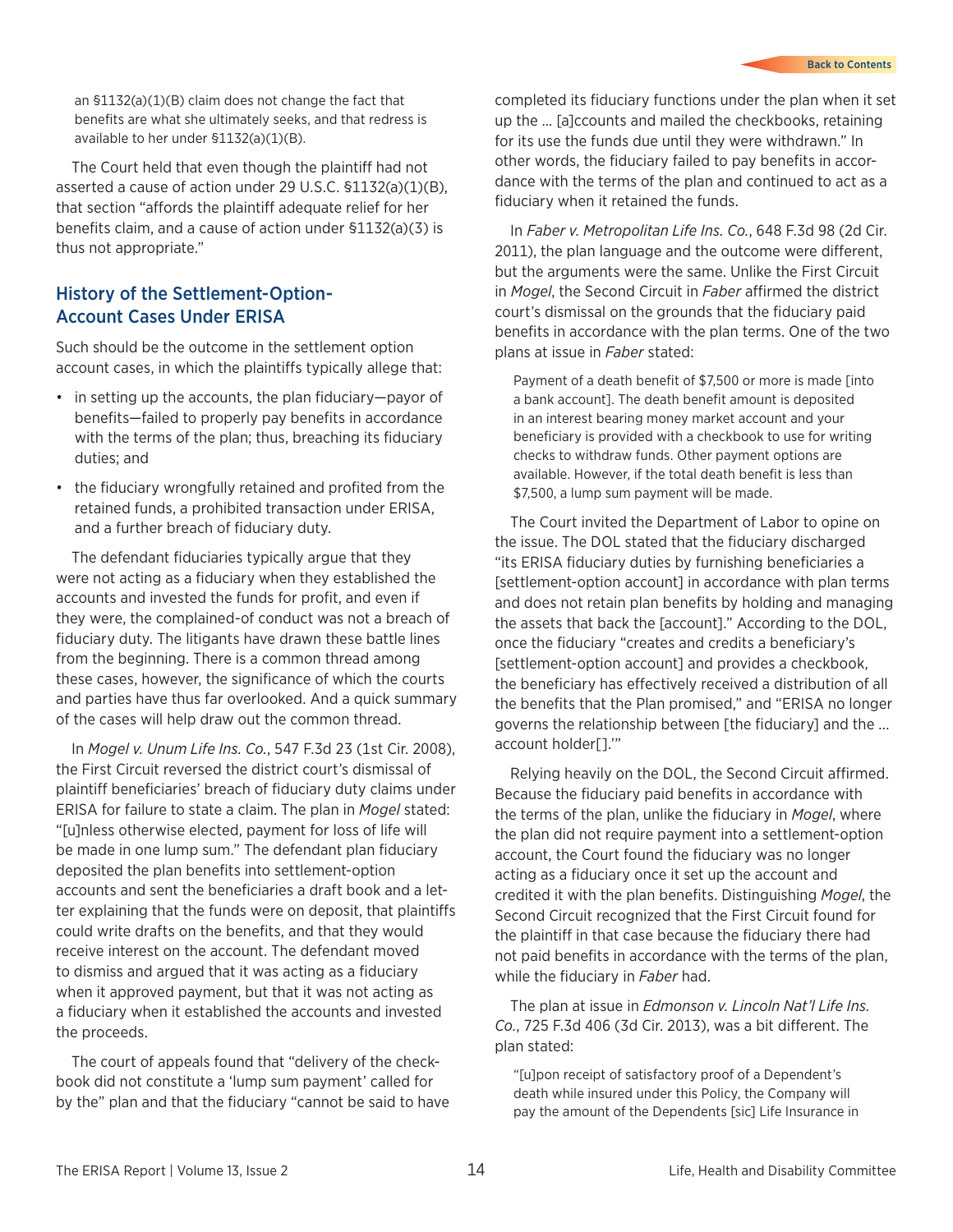an §1132(a)(1)(B) claim does not change the fact that benefits are what she ultimately seeks, and that redress is available to her under §1132(a)(1)(B).

The Court held that even though the plaintiff had not asserted a cause of action under 29 U.S.C. §1132(a)(1)(B), that section "affords the plaintiff adequate relief for her benefits claim, and a cause of action under §1132(a)(3) is thus not appropriate."

## History of the Settlement-Option-Account Cases Under ERISA

Such should be the outcome in the settlement option account cases, in which the plaintiffs typically allege that:

- in setting up the accounts, the plan fiduciary—payor of benefits—failed to properly pay benefits in accordance with the terms of the plan; thus, breaching its fiduciary duties; and
- the fiduciary wrongfully retained and profited from the retained funds, a prohibited transaction under ERISA, and a further breach of fiduciary duty.

The defendant fiduciaries typically argue that they were not acting as a fiduciary when they established the accounts and invested the funds for profit, and even if they were, the complained-of conduct was not a breach of fiduciary duty. The litigants have drawn these battle lines from the beginning. There is a common thread among these cases, however, the significance of which the courts and parties have thus far overlooked. And a quick summary of the cases will help draw out the common thread.

In *Mogel v. Unum Life Ins. Co.*, 547 F.3d 23 (1st Cir. 2008), the First Circuit reversed the district court's dismissal of plaintiff beneficiaries' breach of fiduciary duty claims under ERISA for failure to state a claim. The plan in *Mogel* stated: "[u]nless otherwise elected, payment for loss of life will be made in one lump sum." The defendant plan fiduciary deposited the plan benefits into settlement-option accounts and sent the beneficiaries a draft book and a letter explaining that the funds were on deposit, that plaintiffs could write drafts on the benefits, and that they would receive interest on the account. The defendant moved to dismiss and argued that it was acting as a fiduciary when it approved payment, but that it was not acting as a fiduciary when it established the accounts and invested the proceeds.

The court of appeals found that "delivery of the checkbook did not constitute a 'lump sum payment' called for by the" plan and that the fiduciary "cannot be said to have completed its fiduciary functions under the plan when it set up the … [a]ccounts and mailed the checkbooks, retaining for its use the funds due until they were withdrawn." In other words, the fiduciary failed to pay benefits in accordance with the terms of the plan and continued to act as a fiduciary when it retained the funds.

In *Faber v. Metropolitan Life Ins. Co.*, 648 F.3d 98 (2d Cir. 2011), the plan language and the outcome were different, but the arguments were the same. Unlike the First Circuit in *Mogel*, the Second Circuit in *Faber* affirmed the district court's dismissal on the grounds that the fiduciary paid benefits in accordance with the plan terms. One of the two plans at issue in *Faber* stated:

> Payment of a death benefit of $7,500 or more is made [into a bank account]. The death benefit amount is deposited in an interest bearing money market account and your beneficiary is provided with a checkbook to use for writing checks to withdraw funds. Other payment options are available. However, if the total death benefit is less than $7,500, a lump sum payment will be made.

The Court invited the Department of Labor to opine on the issue. The DOL stated that the fiduciary discharged "its ERISA fiduciary duties by furnishing beneficiaries a [settlement-option account] in accordance with plan terms and does not retain plan benefits by holding and managing the assets that back the [account]." According to the DOL, once the fiduciary "creates and credits a beneficiary's [settlement-option account] and provides a checkbook, the beneficiary has effectively received a distribution of all the benefits that the Plan promised," and "ERISA no longer governs the relationship between [the fiduciary] and the … account holder[].'"

Relying heavily on the DOL, the Second Circuit affirmed. Because the fiduciary paid benefits in accordance with the terms of the plan, unlike the fiduciary in *Mogel*, where the plan did not require payment into a settlement-option account, the Court found the fiduciary was no longer acting as a fiduciary once it set up the account and credited it with the plan benefits. Distinguishing *Mogel*, the Second Circuit recognized that the First Circuit found for the plaintiff in that case because the fiduciary there had not paid benefits in accordance with the terms of the plan, while the fiduciary in *Faber* had.

The plan at issue in *Edmonson v. Lincoln Nat'l Life Ins. Co.*, 725 F.3d 406 (3d Cir. 2013), was a bit different. The plan stated:

> "[u]pon receipt of satisfactory proof of a Dependent's death while insured under this Policy, the Company will pay the amount of the Dependents [sic] Life Insurance in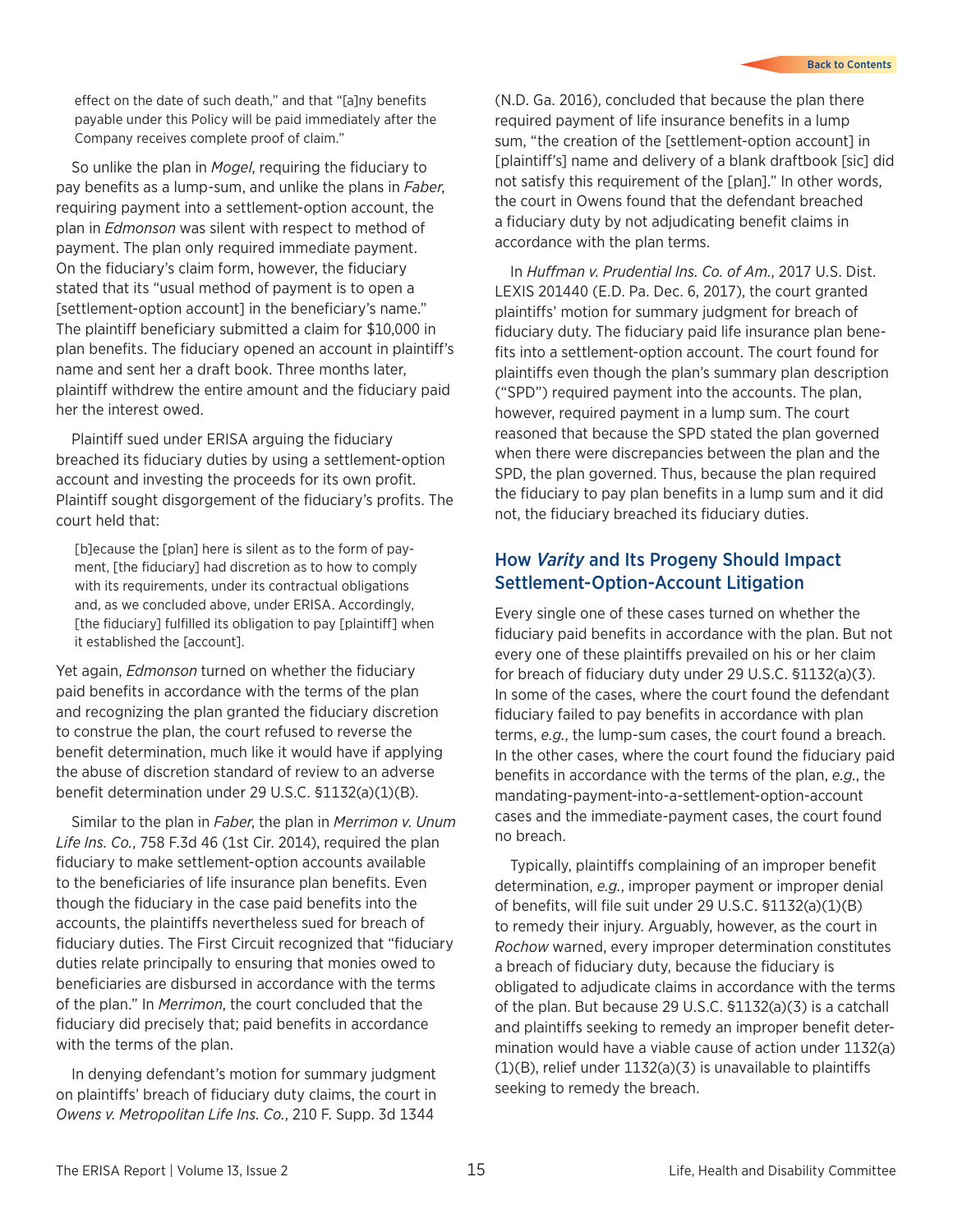> effect on the date of such death," and that "[a]ny benefits payable under this Policy will be paid immediately after the Company receives complete proof of claim."

So unlike the plan in *Mogel*, requiring the fiduciary to pay benefits as a lump-sum, and unlike the plans in *Faber*, requiring payment into a settlement-option account, the plan in *Edmonson* was silent with respect to method of payment. The plan only required immediate payment. On the fiduciary's claim form, however, the fiduciary stated that its "usual method of payment is to open a [settlement-option account] in the beneficiary's name." The plaintiff beneficiary submitted a claim for $10,000 in plan benefits. The fiduciary opened an account in plaintiff's name and sent her a draft book. Three months later, plaintiff withdrew the entire amount and the fiduciary paid her the interest owed.

Plaintiff sued under ERISA arguing the fiduciary breached its fiduciary duties by using a settlement-option account and investing the proceeds for its own profit. Plaintiff sought disgorgement of the fiduciary's profits. The court held that:

> [b]ecause the [plan] here is silent as to the form of payment, [the fiduciary] had discretion as to how to comply with its requirements, under its contractual obligations and, as we concluded above, under ERISA. Accordingly, [the fiduciary] fulfilled its obligation to pay [plaintiff] when it established the [account].

Yet again, *Edmonson* turned on whether the fiduciary paid benefits in accordance with the terms of the plan and recognizing the plan granted the fiduciary discretion to construe the plan, the court refused to reverse the benefit determination, much like it would have if applying the abuse of discretion standard of review to an adverse benefit determination under 29 U.S.C. §1132(a)(1)(B).

Similar to the plan in *Faber*, the plan in *Merrimon v. Unum Life Ins. Co.*, 758 F.3d 46 (1st Cir. 2014), required the plan fiduciary to make settlement-option accounts available to the beneficiaries of life insurance plan benefits. Even though the fiduciary in the case paid benefits into the accounts, the plaintiffs nevertheless sued for breach of fiduciary duties. The First Circuit recognized that "fiduciary duties relate principally to ensuring that monies owed to beneficiaries are disbursed in accordance with the terms of the plan." In *Merrimon*, the court concluded that the fiduciary did precisely that; paid benefits in accordance with the terms of the plan.

In denying defendant's motion for summary judgment on plaintiffs' breach of fiduciary duty claims, the court in *Owens v. Metropolitan Life Ins. Co.*, 210 F. Supp. 3d 1344 (N.D. Ga. 2016), concluded that because the plan there required payment of life insurance benefits in a lump sum, "the creation of the [settlement-option account] in [plaintiff's] name and delivery of a blank draftbook [sic] did not satisfy this requirement of the [plan]." In other words, the court in Owens found that the defendant breached a fiduciary duty by not adjudicating benefit claims in accordance with the plan terms.

In *Huffman v. Prudential Ins. Co. of Am.*, 2017 U.S. Dist. LEXIS 201440 (E.D. Pa. Dec. 6, 2017), the court granted plaintiffs' motion for summary judgment for breach of fiduciary duty. The fiduciary paid life insurance plan benefits into a settlement-option account. The court found for plaintiffs even though the plan's summary plan description ("SPD") required payment into the accounts. The plan, however, required payment in a lump sum. The court reasoned that because the SPD stated the plan governed when there were discrepancies between the plan and the SPD, the plan governed. Thus, because the plan required the fiduciary to pay plan benefits in a lump sum and it did not, the fiduciary breached its fiduciary duties.

## How *Varity* and Its Progeny Should Impact Settlement-Option-Account Litigation

Every single one of these cases turned on whether the fiduciary paid benefits in accordance with the plan. But not every one of these plaintiffs prevailed on his or her claim for breach of fiduciary duty under 29 U.S.C. §1132(a)(3). In some of the cases, where the court found the defendant fiduciary failed to pay benefits in accordance with plan terms, *e.g.*, the lump-sum cases, the court found a breach. In the other cases, where the court found the fiduciary paid benefits in accordance with the terms of the plan, *e.g.*, the mandating-payment-into-a-settlement-option-account cases and the immediate-payment cases, the court found no breach.

Typically, plaintiffs complaining of an improper benefit determination, *e.g.*, improper payment or improper denial of benefits, will file suit under 29 U.S.C. §1132(a)(1)(B) to remedy their injury. Arguably, however, as the court in *Rochow* warned, every improper determination constitutes a breach of fiduciary duty, because the fiduciary is obligated to adjudicate claims in accordance with the terms of the plan. But because 29 U.S.C. §1132(a)(3) is a catchall and plaintiffs seeking to remedy an improper benefit determination would have a viable cause of action under 1132(a)(1)(B), relief under 1132(a)(3) is unavailable to plaintiffs seeking to remedy the breach.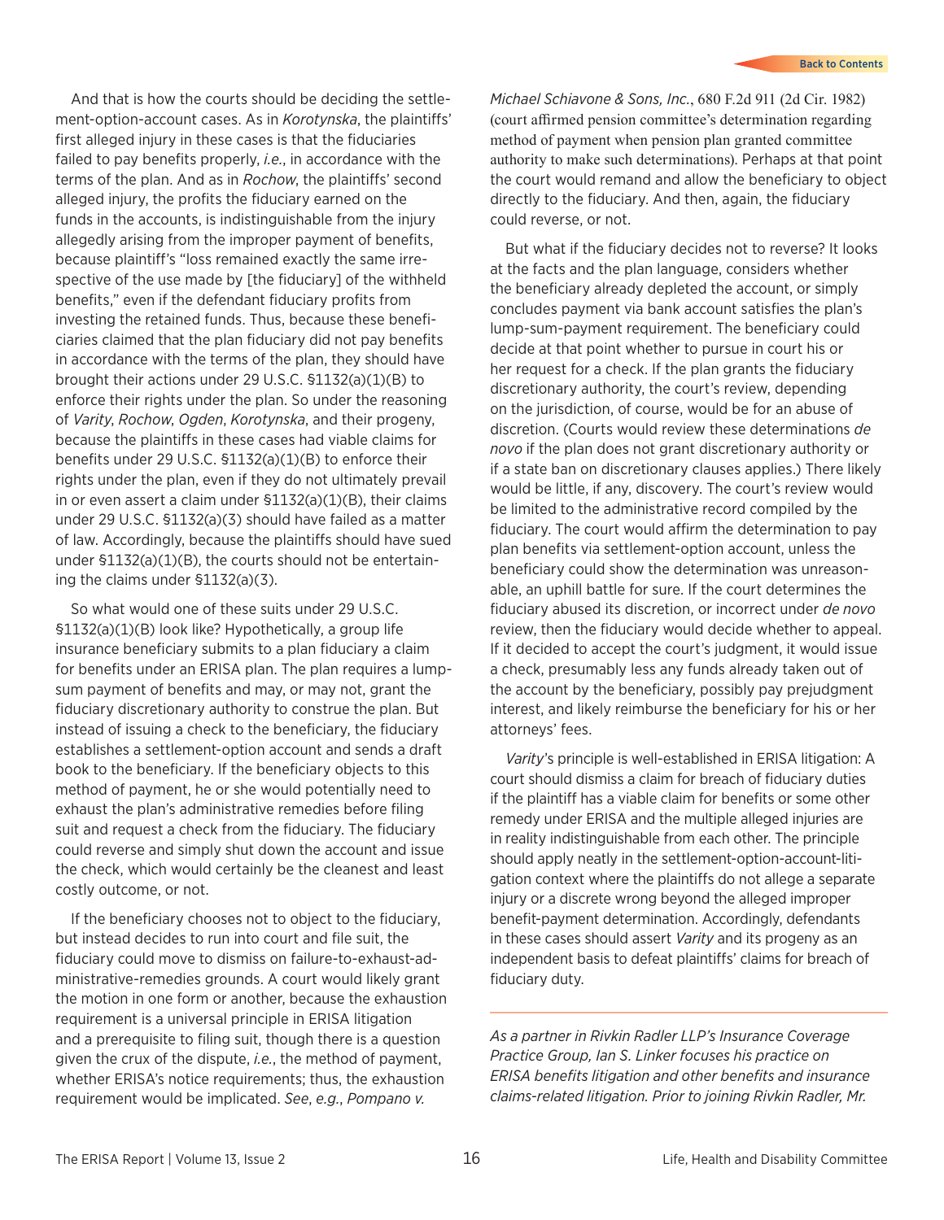And that is how the courts should be deciding the settlement-option-account cases. As in *Korotynska*, the plaintiffs' first alleged injury in these cases is that the fiduciaries failed to pay benefits properly, *i.e.,* in accordance with the terms of the plan. And as in *Rochow*, the plaintiffs' second alleged injury, the profits the fiduciary earned on the funds in the accounts, is indistinguishable from the injury allegedly arising from the improper payment of benefits, because plaintiff's "loss remained exactly the same irrespective of the use made by [the fiduciary] of the withheld benefits," even if the defendant fiduciary profits from investing the retained funds. Thus, because these beneficiaries claimed that the plan fiduciary did not pay benefits in accordance with the terms of the plan, they should have brought their actions under 29 U.S.C. §1132(a)(1)(B) to enforce their rights under the plan. So under the reasoning of *Varity*, *Rochow*, *Ogden*, *Korotynska*, and their progeny, because the plaintiffs in these cases had viable claims for benefits under 29 U.S.C. §1132(a)(1)(B) to enforce their rights under the plan, even if they do not ultimately prevail in or even assert a claim under §1132(a)(1)(B), their claims under 29 U.S.C. §1132(a)(3) should have failed as a matter of law. Accordingly, because the plaintiffs should have sued under §1132(a)(1)(B), the courts should not be entertaining the claims under §1132(a)(3).

So what would one of these suits under 29 U.S.C. §1132(a)(1)(B) look like? Hypothetically, a group life insurance beneficiary submits to a plan fiduciary a claim for benefits under an ERISA plan. The plan requires a lump-sum payment of benefits and may, or may not, grant the fiduciary discretionary authority to construe the plan. But instead of issuing a check to the beneficiary, the fiduciary establishes a settlement-option account and sends a draft book to the beneficiary. If the beneficiary objects to this method of payment, he or she would potentially need to exhaust the plan's administrative remedies before filing suit and request a check from the fiduciary. The fiduciary could reverse and simply shut down the account and issue the check, which would certainly be the cleanest and least costly outcome, or not.

If the beneficiary chooses not to object to the fiduciary, but instead decides to run into court and file suit, the fiduciary could move to dismiss on failure-to-exhaust-administrative-remedies grounds. A court would likely grant the motion in one form or another, because the exhaustion requirement is a universal principle in ERISA litigation and a prerequisite to filing suit, though there is a question given the crux of the dispute, *i.e.*, the method of payment, whether ERISA's notice requirements; thus, the exhaustion requirement would be implicated. *See, e.g.*, *Pompano v. Michael Schiavone & Sons, Inc.*, 680 F.2d 911 (2d Cir. 1982) (court affirmed pension committee's determination regarding method of payment when pension plan granted committee authority to make such determinations). Perhaps at that point the court would remand and allow the beneficiary to object directly to the fiduciary. And then, again, the fiduciary could reverse, or not.

But what if the fiduciary decides not to reverse? It looks at the facts and the plan language, considers whether the beneficiary already depleted the account, or simply concludes payment via bank account satisfies the plan's lump-sum-payment requirement. The beneficiary could decide at that point whether to pursue in court his or her request for a check. If the plan grants the fiduciary discretionary authority, the court's review, depending on the jurisdiction, of course, would be for an abuse of discretion. (Courts would review these determinations *de novo* if the plan does not grant discretionary authority or if a state ban on discretionary clauses applies.) There likely would be little, if any, discovery. The court's review would be limited to the administrative record compiled by the fiduciary. The court would affirm the determination to pay plan benefits via settlement-option account, unless the beneficiary could show the determination was unreasonable, an uphill battle for sure. If the court determines the fiduciary abused its discretion, or incorrect under *de novo* review, then the fiduciary would decide whether to appeal. If it decided to accept the court's judgment, it would issue a check, presumably less any funds already taken out of the account by the beneficiary, possibly pay prejudgment interest, and likely reimburse the beneficiary for his or her attorneys' fees.

*Varity*'s principle is well-established in ERISA litigation: A court should dismiss a claim for breach of fiduciary duties if the plaintiff has a viable claim for benefits or some other remedy under ERISA and the multiple alleged injuries are in reality indistinguishable from each other. The principle should apply neatly in the settlement-option-account-litigation context where the plaintiffs do not allege a separate injury or a discrete wrong beyond the alleged improper benefit-payment determination. Accordingly, defendants in these cases should assert *Varity* and its progeny as an independent basis to defeat plaintiffs' claims for breach of fiduciary duty.

---

*As a partner in Rivkin Radler LLP's Insurance Coverage Practice Group, Ian S. Linker focuses his practice on ERISA benefits litigation and other benefits and insurance claims-related litigation. Prior to joining Rivkin Radler, Mr.*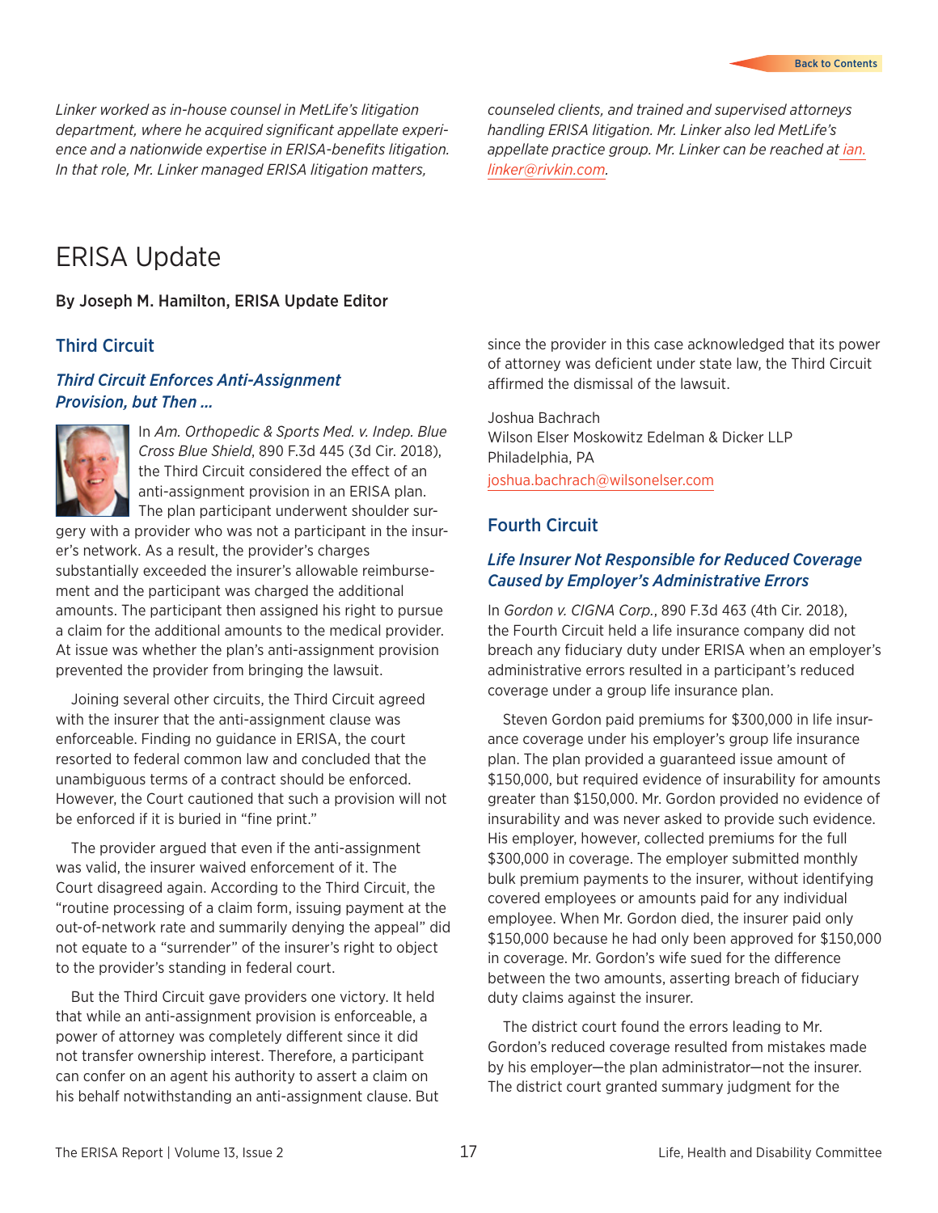*Linker worked as in-house counsel in MetLife's litigation department, where he acquired significant appellate experience and a nationwide expertise in ERISA-benefits litigation. In that role, Mr. Linker managed ERISA litigation matters, counseled clients, and trained and supervised attorneys handling ERISA litigation. Mr. Linker also led MetLife's appellate practice group. Mr. Linker can be reached at ian.linker@rivkin.com.*

# ERISA Update

**By Joseph M. Hamilton, ERISA Update Editor**

## Third Circuit

### *Third Circuit Enforces Anti-Assignment Provision, but Then …*

In *Am. Orthopedic & Sports Med. v. Indep. Blue Cross Blue Shield*, 890 F.3d 445 (3d Cir. 2018), the Third Circuit considered the effect of an anti-assignment provision in an ERISA plan. The plan participant underwent shoulder surgery with a provider who was not a participant in the insurer's network. As a result, the provider's charges substantially exceeded the insurer's allowable reimbursement and the participant was charged the additional amounts. The participant then assigned his right to pursue a claim for the additional amounts to the medical provider. At issue was whether the plan's anti-assignment provision prevented the provider from bringing the lawsuit.

Joining several other circuits, the Third Circuit agreed with the insurer that the anti-assignment clause was enforceable. Finding no guidance in ERISA, the court resorted to federal common law and concluded that the unambiguous terms of a contract should be enforced. However, the Court cautioned that such a provision will not be enforced if it is buried in "fine print."

The provider argued that even if the anti-assignment was valid, the insurer waived enforcement of it. The Court disagreed again. According to the Third Circuit, the "routine processing of a claim form, issuing payment at the out-of-network rate and summarily denying the appeal" did not equate to a "surrender" of the insurer's right to object to the provider's standing in federal court.

But the Third Circuit gave providers one victory. It held that while an anti-assignment provision is enforceable, a power of attorney was completely different since it did not transfer ownership interest. Therefore, a participant can confer on an agent his authority to assert a claim on his behalf notwithstanding an anti-assignment clause. But since the provider in this case acknowledged that its power of attorney was deficient under state law, the Third Circuit affirmed the dismissal of the lawsuit.

Joshua Bachrach
Wilson Elser Moskowitz Edelman & Dicker LLP
Philadelphia, PA
joshua.bachrach@wilsonelser.com

## Fourth Circuit

### *Life Insurer Not Responsible for Reduced Coverage Caused by Employer's Administrative Errors*

In *Gordon v. CIGNA Corp.*, 890 F.3d 463 (4th Cir. 2018), the Fourth Circuit held a life insurance company did not breach any fiduciary duty under ERISA when an employer's administrative errors resulted in a participant's reduced coverage under a group life insurance plan.

Steven Gordon paid premiums for $300,000 in life insurance coverage under his employer's group life insurance plan. The plan provided a guaranteed issue amount of $150,000, but required evidence of insurability for amounts greater than $150,000. Mr. Gordon provided no evidence of insurability and was never asked to provide such evidence. His employer, however, collected premiums for the full $300,000 in coverage. The employer submitted monthly bulk premium payments to the insurer, without identifying covered employees or amounts paid for any individual employee. When Mr. Gordon died, the insurer paid only $150,000 because he had only been approved for $150,000 in coverage. Mr. Gordon's wife sued for the difference between the two amounts, asserting breach of fiduciary duty claims against the insurer.

The district court found the errors leading to Mr. Gordon's reduced coverage resulted from mistakes made by his employer—the plan administrator—not the insurer. The district court granted summary judgment for the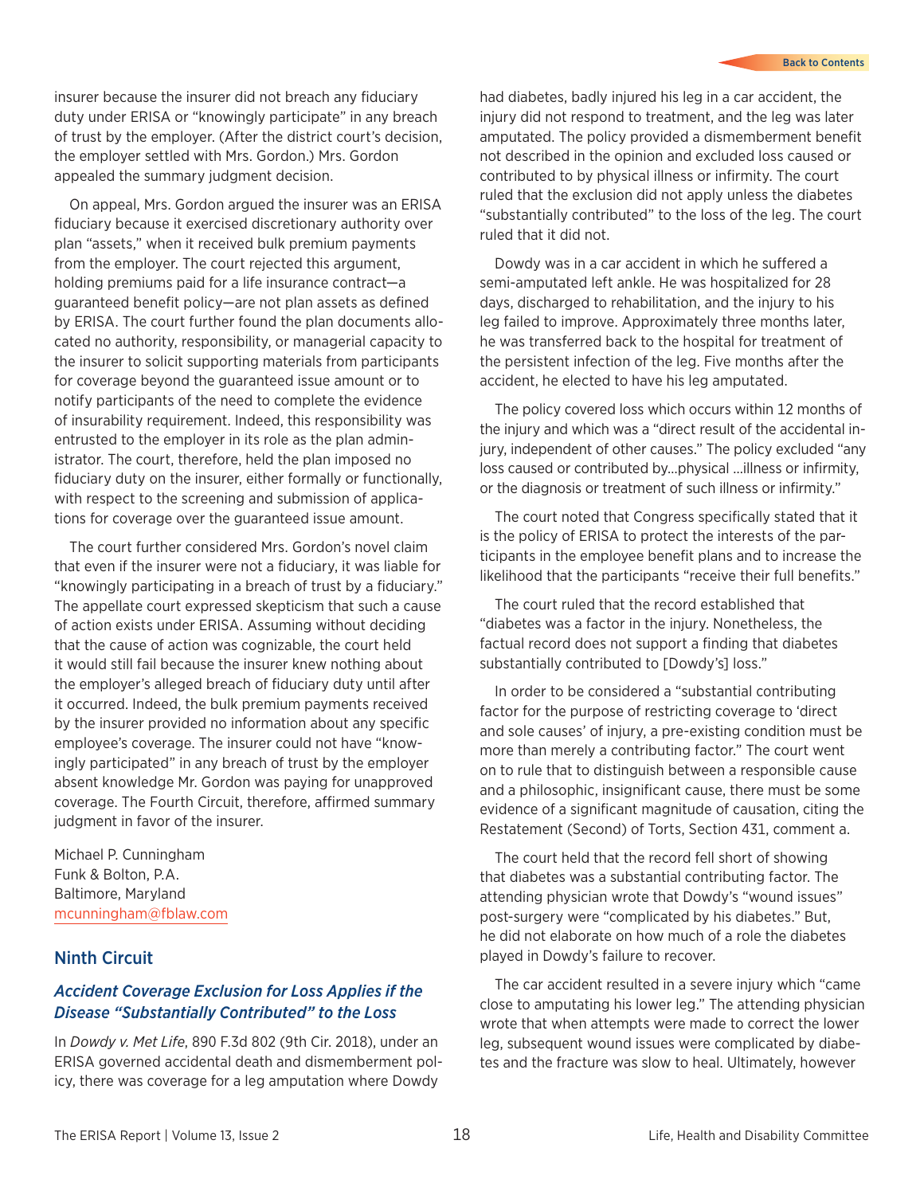insurer because the insurer did not breach any fiduciary duty under ERISA or "knowingly participate" in any breach of trust by the employer. (After the district court's decision, the employer settled with Mrs. Gordon.) Mrs. Gordon appealed the summary judgment decision.

On appeal, Mrs. Gordon argued the insurer was an ERISA fiduciary because it exercised discretionary authority over plan "assets," when it received bulk premium payments from the employer. The court rejected this argument, holding premiums paid for a life insurance contract—a guaranteed benefit policy—are not plan assets as defined by ERISA. The court further found the plan documents allocated no authority, responsibility, or managerial capacity to the insurer to solicit supporting materials from participants for coverage beyond the guaranteed issue amount or to notify participants of the need to complete the evidence of insurability requirement. Indeed, this responsibility was entrusted to the employer in its role as the plan administrator. The court, therefore, held the plan imposed no fiduciary duty on the insurer, either formally or functionally, with respect to the screening and submission of applications for coverage over the guaranteed issue amount.

The court further considered Mrs. Gordon's novel claim that even if the insurer were not a fiduciary, it was liable for "knowingly participating in a breach of trust by a fiduciary." The appellate court expressed skepticism that such a cause of action exists under ERISA. Assuming without deciding that the cause of action was cognizable, the court held it would still fail because the insurer knew nothing about the employer's alleged breach of fiduciary duty until after it occurred. Indeed, the bulk premium payments received by the insurer provided no information about any specific employee's coverage. The insurer could not have "knowingly participated" in any breach of trust by the employer absent knowledge Mr. Gordon was paying for unapproved coverage. The Fourth Circuit, therefore, affirmed summary judgment in favor of the insurer.

Michael P. Cunningham
Funk & Bolton, P.A.
Baltimore, Maryland
mcunningham@fblaw.com

## Ninth Circuit

### *Accident Coverage Exclusion for Loss Applies if the Disease "Substantially Contributed" to the Loss*

In *Dowdy v. Met Life*, 890 F.3d 802 (9th Cir. 2018), under an ERISA governed accidental death and dismemberment policy, there was coverage for a leg amputation where Dowdy had diabetes, badly injured his leg in a car accident, the injury did not respond to treatment, and the leg was later amputated. The policy provided a dismemberment benefit not described in the opinion and excluded loss caused or contributed to by physical illness or infirmity. The court ruled that the exclusion did not apply unless the diabetes "substantially contributed" to the loss of the leg. The court ruled that it did not.

Dowdy was in a car accident in which he suffered a semi-amputated left ankle. He was hospitalized for 28 days, discharged to rehabilitation, and the injury to his leg failed to improve. Approximately three months later, he was transferred back to the hospital for treatment of the persistent infection of the leg. Five months after the accident, he elected to have his leg amputated.

The policy covered loss which occurs within 12 months of the injury and which was a "direct result of the accidental injury, independent of other causes." The policy excluded "any loss caused or contributed by…physical …illness or infirmity, or the diagnosis or treatment of such illness or infirmity."

The court noted that Congress specifically stated that it is the policy of ERISA to protect the interests of the participants in the employee benefit plans and to increase the likelihood that the participants "receive their full benefits."

The court ruled that the record established that "diabetes was a factor in the injury. Nonetheless, the factual record does not support a finding that diabetes substantially contributed to [Dowdy's] loss."

In order to be considered a "substantial contributing factor for the purpose of restricting coverage to 'direct and sole causes' of injury, a pre-existing condition must be more than merely a contributing factor." The court went on to rule that to distinguish between a responsible cause and a philosophic, insignificant cause, there must be some evidence of a significant magnitude of causation, citing the Restatement (Second) of Torts, Section 431, comment a.

The court held that the record fell short of showing that diabetes was a substantial contributing factor. The attending physician wrote that Dowdy's "wound issues" post-surgery were "complicated by his diabetes." But, he did not elaborate on how much of a role the diabetes played in Dowdy's failure to recover.

The car accident resulted in a severe injury which "came close to amputating his lower leg." The attending physician wrote that when attempts were made to correct the lower leg, subsequent wound issues were complicated by diabetes and the fracture was slow to heal. Ultimately, however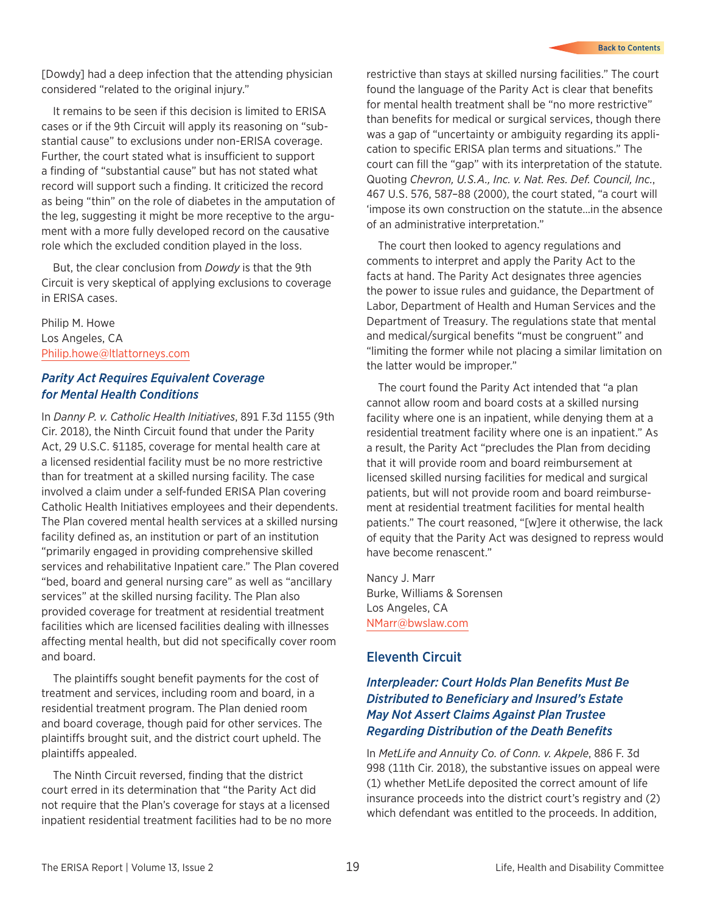[Dowdy] had a deep infection that the attending physician considered "related to the original injury."

It remains to be seen if this decision is limited to ERISA cases or if the 9th Circuit will apply its reasoning on "substantial cause" to exclusions under non-ERISA coverage. Further, the court stated what is insufficient to support a finding of "substantial cause" but has not stated what record will support such a finding. It criticized the record as being "thin" on the role of diabetes in the amputation of the leg, suggesting it might be more receptive to the argument with a more fully developed record on the causative role which the excluded condition played in the loss.

But, the clear conclusion from *Dowdy* is that the 9th Circuit is very skeptical of applying exclusions to coverage in ERISA cases.

Philip M. Howe
Los Angeles, CA
Philip.howe@ltlattorneys.com

### *Parity Act Requires Equivalent Coverage for Mental Health Conditions*

In *Danny P. v. Catholic Health Initiatives*, 891 F.3d 1155 (9th Cir. 2018), the Ninth Circuit found that under the Parity Act, 29 U.S.C. §1185, coverage for mental health care at a licensed residential facility must be no more restrictive than for treatment at a skilled nursing facility. The case involved a claim under a self-funded ERISA Plan covering Catholic Health Initiatives employees and their dependents. The Plan covered mental health services at a skilled nursing facility defined as, an institution or part of an institution "primarily engaged in providing comprehensive skilled services and rehabilitative Inpatient care." The Plan covered "bed, board and general nursing care" as well as "ancillary services" at the skilled nursing facility. The Plan also provided coverage for treatment at residential treatment facilities which are licensed facilities dealing with illnesses affecting mental health, but did not specifically cover room and board.

The plaintiffs sought benefit payments for the cost of treatment and services, including room and board, in a residential treatment program. The Plan denied room and board coverage, though paid for other services. The plaintiffs brought suit, and the district court upheld. The plaintiffs appealed.

The Ninth Circuit reversed, finding that the district court erred in its determination that "the Parity Act did not require that the Plan's coverage for stays at a licensed inpatient residential treatment facilities had to be no more restrictive than stays at skilled nursing facilities." The court found the language of the Parity Act is clear that benefits for mental health treatment shall be "no more restrictive" than benefits for medical or surgical services, though there was a gap of "uncertainty or ambiguity regarding its application to specific ERISA plan terms and situations." The court can fill the "gap" with its interpretation of the statute. Quoting *Chevron, U.S.A., Inc. v. Nat. Res. Def. Council, Inc.*, 467 U.S. 576, 587–88 (2000), the court stated, "a court will 'impose its own construction on the statute…in the absence of an administrative interpretation."

The court then looked to agency regulations and comments to interpret and apply the Parity Act to the facts at hand. The Parity Act designates three agencies the power to issue rules and guidance, the Department of Labor, Department of Health and Human Services and the Department of Treasury. The regulations state that mental and medical/surgical benefits "must be congruent" and "limiting the former while not placing a similar limitation on the latter would be improper."

The court found the Parity Act intended that "a plan cannot allow room and board costs at a skilled nursing facility where one is an inpatient, while denying them at a residential treatment facility where one is an inpatient." As a result, the Parity Act "precludes the Plan from deciding that it will provide room and board reimbursement at licensed skilled nursing facilities for medical and surgical patients, but will not provide room and board reimbursement at residential treatment facilities for mental health patients." The court reasoned, "[w]ere it otherwise, the lack of equity that the Parity Act was designed to repress would have become renascent."

Nancy J. Marr
Burke, Williams & Sorensen
Los Angeles, CA
NMarr@bwslaw.com

## Eleventh Circuit

### *Interpleader: Court Holds Plan Benefits Must Be Distributed to Beneficiary and Insured's Estate May Not Assert Claims Against Plan Trustee Regarding Distribution of the Death Benefits*

In *MetLife and Annuity Co. of Conn. v. Akpele*, 886 F. 3d 998 (11th Cir. 2018), the substantive issues on appeal were (1) whether MetLife deposited the correct amount of life insurance proceeds into the district court's registry and (2) which defendant was entitled to the proceeds. In addition,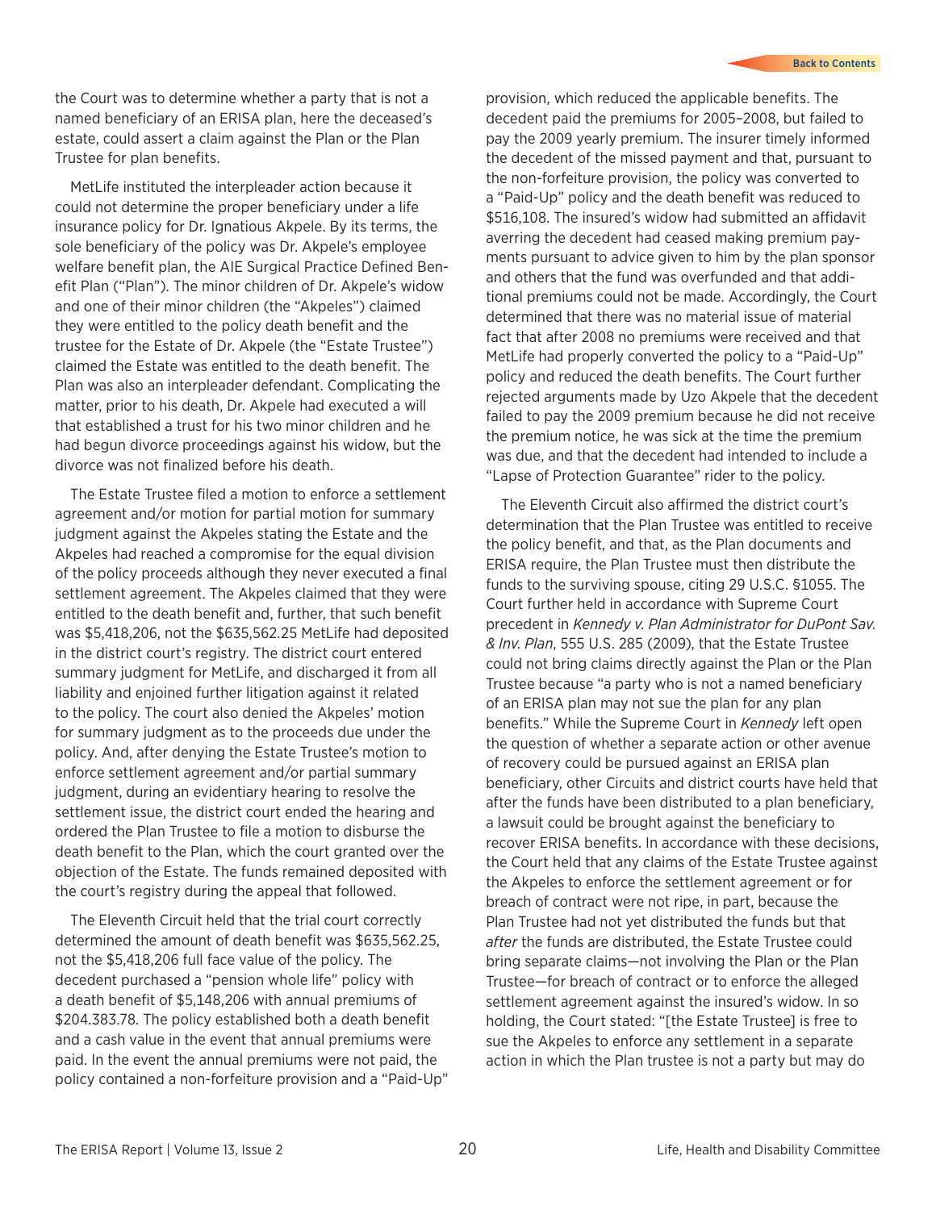the Court was to determine whether a party that is not a named beneficiary of an ERISA plan, here the deceased's estate, could assert a claim against the Plan or the Plan Trustee for plan benefits.

MetLife instituted the interpleader action because it could not determine the proper beneficiary under a life insurance policy for Dr. Ignatious Akpele. By its terms, the sole beneficiary of the policy was Dr. Akpele's employee welfare benefit plan, the AIE Surgical Practice Defined Benefit Plan ("Plan"). The minor children of Dr. Akpele's widow and one of their minor children (the "Akpeles") claimed they were entitled to the policy death benefit and the trustee for the Estate of Dr. Akpele (the "Estate Trustee") claimed the Estate was entitled to the death benefit. The Plan was also an interpleader defendant. Complicating the matter, prior to his death, Dr. Akpele had executed a will that established a trust for his two minor children and he had begun divorce proceedings against his widow, but the divorce was not finalized before his death.

The Estate Trustee filed a motion to enforce a settlement agreement and/or motion for partial motion for summary judgment against the Akpeles stating the Estate and the Akpeles had reached a compromise for the equal division of the policy proceeds although they never executed a final settlement agreement. The Akpeles claimed that they were entitled to the death benefit and, further, that such benefit was $5,418,206, not the $635,562.25 MetLife had deposited in the district court's registry. The district court entered summary judgment for MetLife, and discharged it from all liability and enjoined further litigation against it related to the policy. The court also denied the Akpeles' motion for summary judgment as to the proceeds due under the policy. And, after denying the Estate Trustee's motion to enforce settlement agreement and/or partial summary judgment, during an evidentiary hearing to resolve the settlement issue, the district court ended the hearing and ordered the Plan Trustee to file a motion to disburse the death benefit to the Plan, which the court granted over the objection of the Estate. The funds remained deposited with the court's registry during the appeal that followed.

The Eleventh Circuit held that the trial court correctly determined the amount of death benefit was $635,562.25, not the $5,418,206 full face value of the policy. The decedent purchased a "pension whole life" policy with a death benefit of $5,148,206 with annual premiums of $204.383.78. The policy established both a death benefit and a cash value in the event that annual premiums were paid. In the event the annual premiums were not paid, the policy contained a non-forfeiture provision and a "Paid-Up" provision, which reduced the applicable benefits. The decedent paid the premiums for 2005–2008, but failed to pay the 2009 yearly premium. The insurer timely informed the decedent of the missed payment and that, pursuant to the non-forfeiture provision, the policy was converted to a "Paid-Up" policy and the death benefit was reduced to $516,108. The insured's widow had submitted an affidavit averring the decedent had ceased making premium payments pursuant to advice given to him by the plan sponsor and others that the fund was overfunded and that additional premiums could not be made. Accordingly, the Court determined that there was no material issue of material fact that after 2008 no premiums were received and that MetLife had properly converted the policy to a "Paid-Up" policy and reduced the death benefits. The Court further rejected arguments made by Uzo Akpele that the decedent failed to pay the 2009 premium because he did not receive the premium notice, he was sick at the time the premium was due, and that the decedent had intended to include a "Lapse of Protection Guarantee" rider to the policy.

The Eleventh Circuit also affirmed the district court's determination that the Plan Trustee was entitled to receive the policy benefit, and that, as the Plan documents and ERISA require, the Plan Trustee must then distribute the funds to the surviving spouse, citing 29 U.S.C. §1055. The Court further held in accordance with Supreme Court precedent in *Kennedy v. Plan Administrator for DuPont Sav. & Inv. Plan*, 555 U.S. 285 (2009), that the Estate Trustee could not bring claims directly against the Plan or the Plan Trustee because "a party who is not a named beneficiary of an ERISA plan may not sue the plan for any plan benefits." While the Supreme Court in *Kennedy* left open the question of whether a separate action or other avenue of recovery could be pursued against an ERISA plan beneficiary, other Circuits and district courts have held that after the funds have been distributed to a plan beneficiary, a lawsuit could be brought against the beneficiary to recover ERISA benefits. In accordance with these decisions, the Court held that any claims of the Estate Trustee against the Akpeles to enforce the settlement agreement or for breach of contract were not ripe, in part, because the Plan Trustee had not yet distributed the funds but that *after* the funds are distributed, the Estate Trustee could bring separate claims—not involving the Plan or the Plan Trustee—for breach of contract or to enforce the alleged settlement agreement against the insured's widow. In so holding, the Court stated: "[the Estate Trustee] is free to sue the Akpeles to enforce any settlement in a separate action in which the Plan trustee is not a party but may do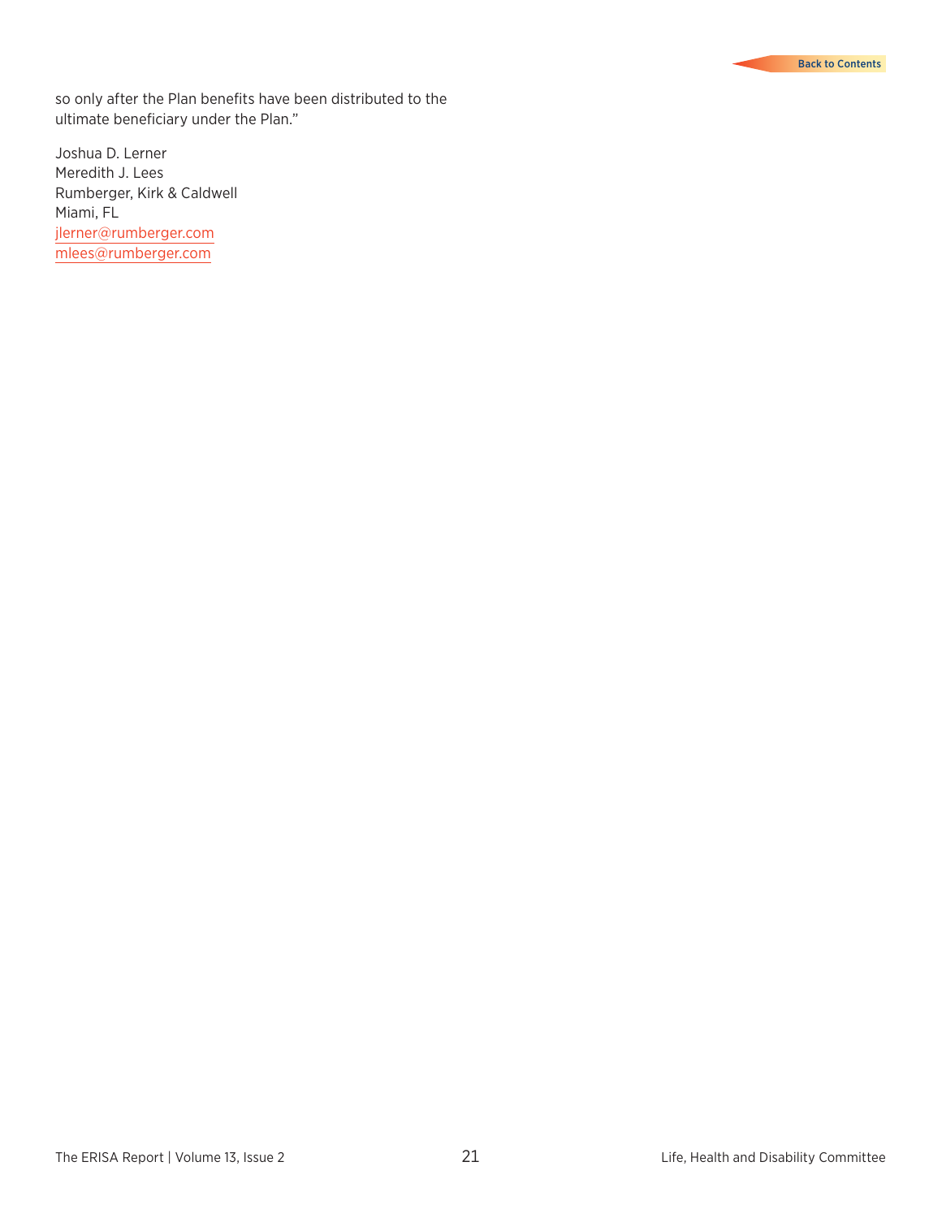so only after the Plan benefits have been distributed to the ultimate beneficiary under the Plan."

Joshua D. Lerner  
Meredith J. Lees  
Rumberger, Kirk & Caldwell  
Miami, FL  
jlerner@rumberger.com  
mlees@rumberger.com